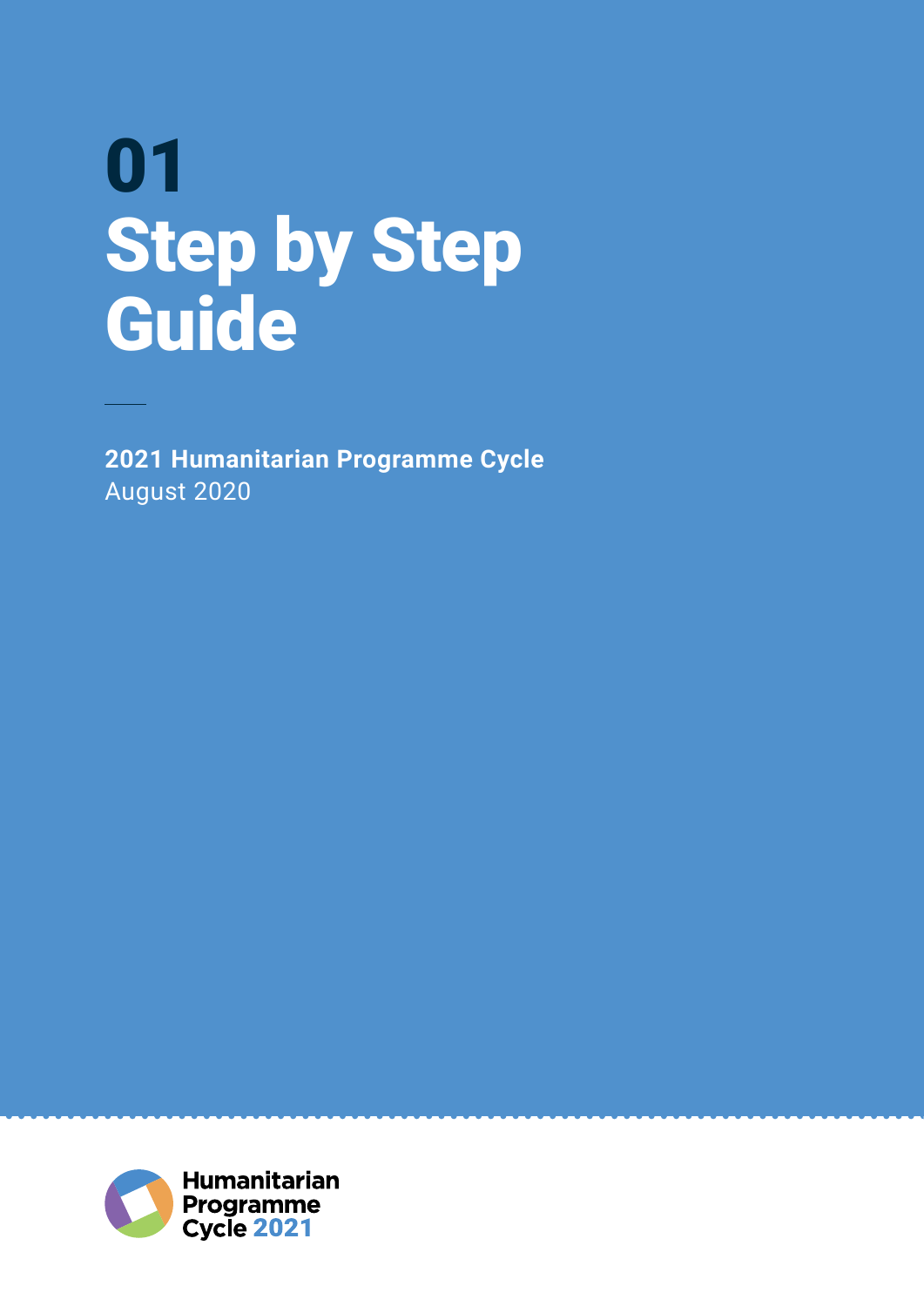# 01
# Step by Step Guide

**2021 Humanitarian Programme Cycle**
August 2020

Humanitarian Programme Cycle 2021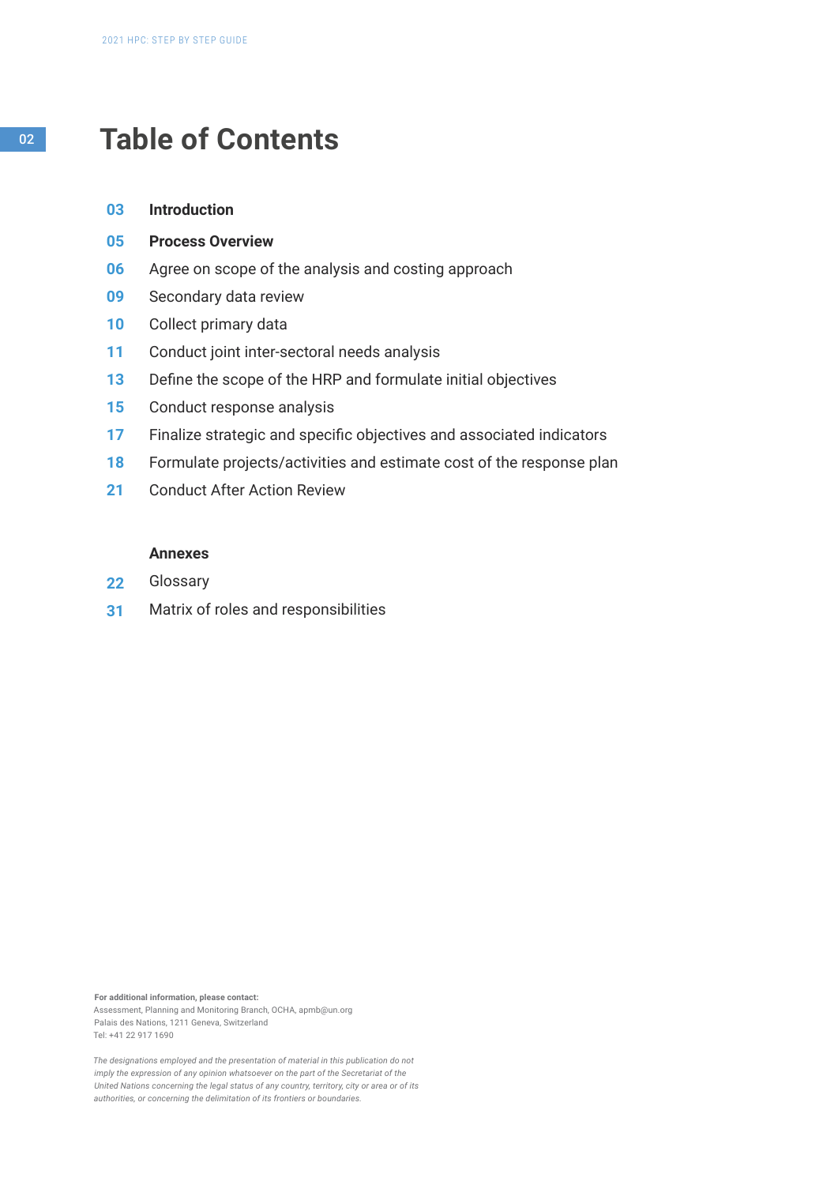# Table of Contents

| | |
|---|---|
| 03 | **Introduction** |
| 05 | **Process Overview** |
| 06 | Agree on scope of the analysis and costing approach |
| 09 | Secondary data review |
| 10 | Collect primary data |
| 11 | Conduct joint inter-sectoral needs analysis |
| 13 | Define the scope of the HRP and formulate initial objectives |
| 15 | Conduct response analysis |
| 17 | Finalize strategic and specific objectives and associated indicators |
| 18 | Formulate projects/activities and estimate cost of the response plan |
| 21 | Conduct After Action Review |

**Annexes**

| | |
|---|---|
| 22 | Glossary |
| 31 | Matrix of roles and responsibilities |

**For additional information, please contact:**
Assessment, Planning and Monitoring Branch, OCHA, apmb@un.org
Palais des Nations, 1211 Geneva, Switzerland
Tel: +41 22 917 1690

*The designations employed and the presentation of material in this publication do not imply the expression of any opinion whatsoever on the part of the Secretariat of the United Nations concerning the legal status of any country, territory, city or area or of its authorities, or concerning the delimitation of its frontiers or boundaries.*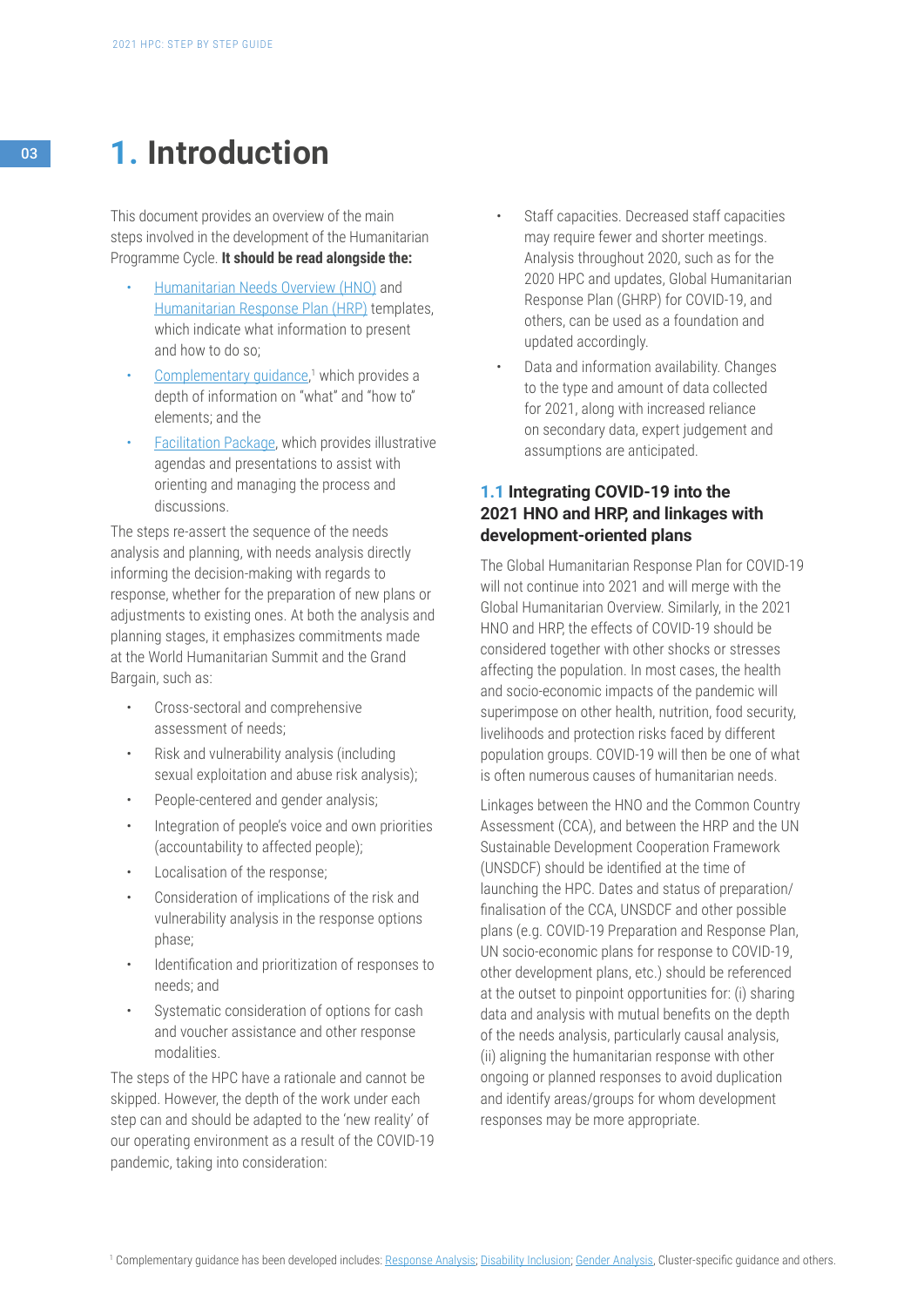# 1. Introduction

This document provides an overview of the main steps involved in the development of the Humanitarian Programme Cycle. **It should be read alongside the:**

- Humanitarian Needs Overview (HNO) and Humanitarian Response Plan (HRP) templates, which indicate what information to present and how to do so;
- Complementary guidance,[1] which provides a depth of information on "what" and "how to" elements; and the
- Facilitation Package, which provides illustrative agendas and presentations to assist with orienting and managing the process and discussions.

The steps re-assert the sequence of the needs analysis and planning, with needs analysis directly informing the decision-making with regards to response, whether for the preparation of new plans or adjustments to existing ones. At both the analysis and planning stages, it emphasizes commitments made at the World Humanitarian Summit and the Grand Bargain, such as:

- Cross-sectoral and comprehensive assessment of needs;
- Risk and vulnerability analysis (including sexual exploitation and abuse risk analysis);
- People-centered and gender analysis;
- Integration of people's voice and own priorities (accountability to affected people);
- Localisation of the response;
- Consideration of implications of the risk and vulnerability analysis in the response options phase;
- Identification and prioritization of responses to needs; and
- Systematic consideration of options for cash and voucher assistance and other response modalities.

The steps of the HPC have a rationale and cannot be skipped. However, the depth of the work under each step can and should be adapted to the 'new reality' of our operating environment as a result of the COVID-19 pandemic, taking into consideration:

- Staff capacities. Decreased staff capacities may require fewer and shorter meetings. Analysis throughout 2020, such as for the 2020 HPC and updates, Global Humanitarian Response Plan (GHRP) for COVID-19, and others, can be used as a foundation and updated accordingly.
- Data and information availability. Changes to the type and amount of data collected for 2021, along with increased reliance on secondary data, expert judgement and assumptions are anticipated.

## 1.1 Integrating COVID-19 into the 2021 HNO and HRP, and linkages with development-oriented plans

The Global Humanitarian Response Plan for COVID-19 will not continue into 2021 and will merge with the Global Humanitarian Overview. Similarly, in the 2021 HNO and HRP, the effects of COVID-19 should be considered together with other shocks or stresses affecting the population. In most cases, the health and socio-economic impacts of the pandemic will superimpose on other health, nutrition, food security, livelihoods and protection risks faced by different population groups. COVID-19 will then be one of what is often numerous causes of humanitarian needs.

Linkages between the HNO and the Common Country Assessment (CCA), and between the HRP and the UN Sustainable Development Cooperation Framework (UNSDCF) should be identified at the time of launching the HPC. Dates and status of preparation/finalisation of the CCA, UNSDCF and other possible plans (e.g. COVID-19 Preparation and Response Plan, UN socio-economic plans for response to COVID-19, other development plans, etc.) should be referenced at the outset to pinpoint opportunities for: (i) sharing data and analysis with mutual benefits on the depth of the needs analysis, particularly causal analysis, (ii) aligning the humanitarian response with other ongoing or planned responses to avoid duplication and identify areas/groups for whom development responses may be more appropriate.

[1] Complementary guidance has been developed includes: Response Analysis; Disability Inclusion; Gender Analysis, Cluster-specific guidance and others.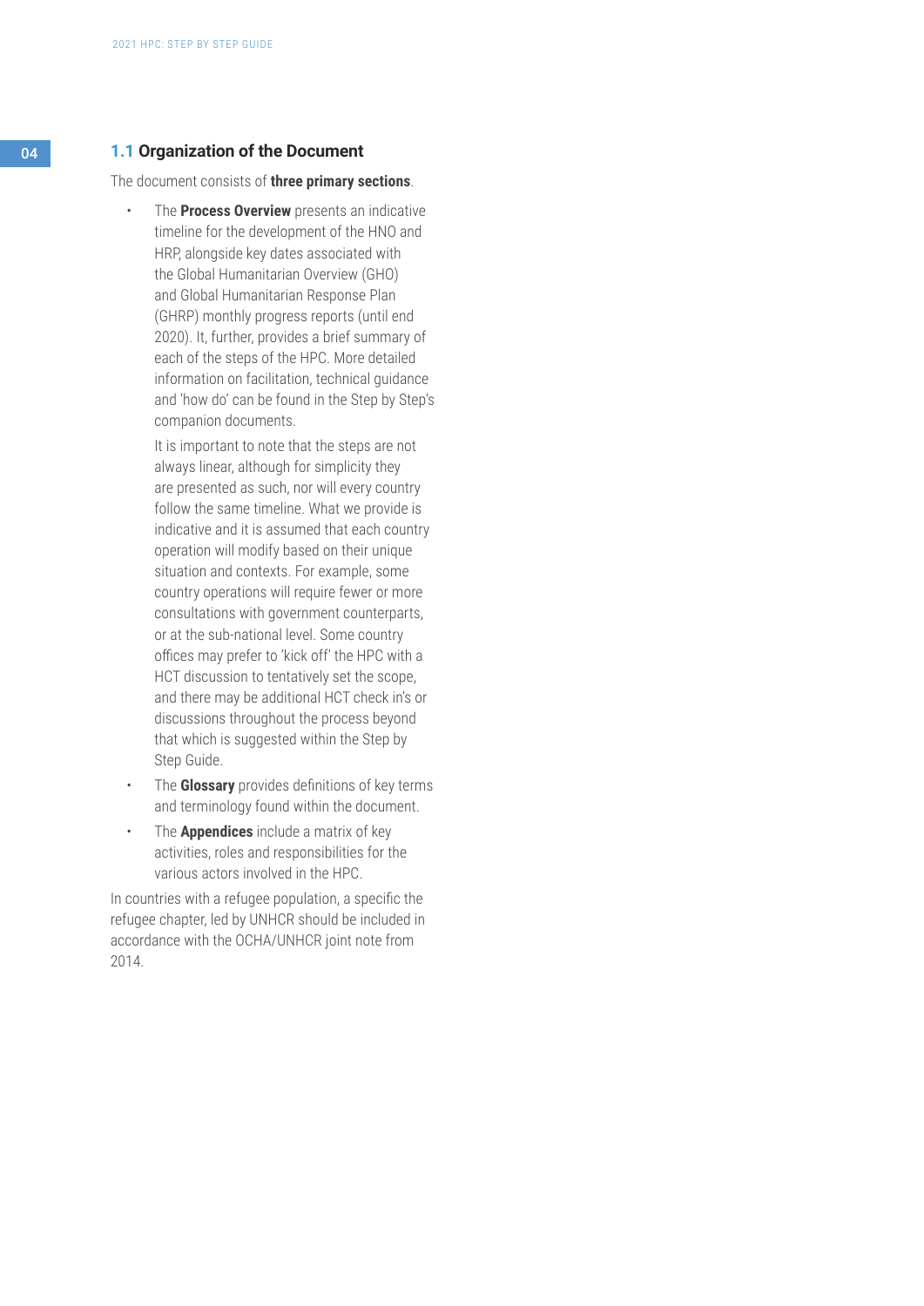## 1.1 Organization of the Document

The document consists of **three primary sections**.

- The **Process Overview** presents an indicative timeline for the development of the HNO and HRP, alongside key dates associated with the Global Humanitarian Overview (GHO) and Global Humanitarian Response Plan (GHRP) monthly progress reports (until end 2020). It, further, provides a brief summary of each of the steps of the HPC. More detailed information on facilitation, technical guidance and 'how do' can be found in the Step by Step's companion documents.

  It is important to note that the steps are not always linear, although for simplicity they are presented as such, nor will every country follow the same timeline. What we provide is indicative and it is assumed that each country operation will modify based on their unique situation and contexts. For example, some country operations will require fewer or more consultations with government counterparts, or at the sub-national level. Some country offices may prefer to 'kick off' the HPC with a HCT discussion to tentatively set the scope, and there may be additional HCT check in's or discussions throughout the process beyond that which is suggested within the Step by Step Guide.

- The **Glossary** provides definitions of key terms and terminology found within the document.
- The **Appendices** include a matrix of key activities, roles and responsibilities for the various actors involved in the HPC.

In countries with a refugee population, a specific the refugee chapter, led by UNHCR should be included in accordance with the OCHA/UNHCR joint note from 2014.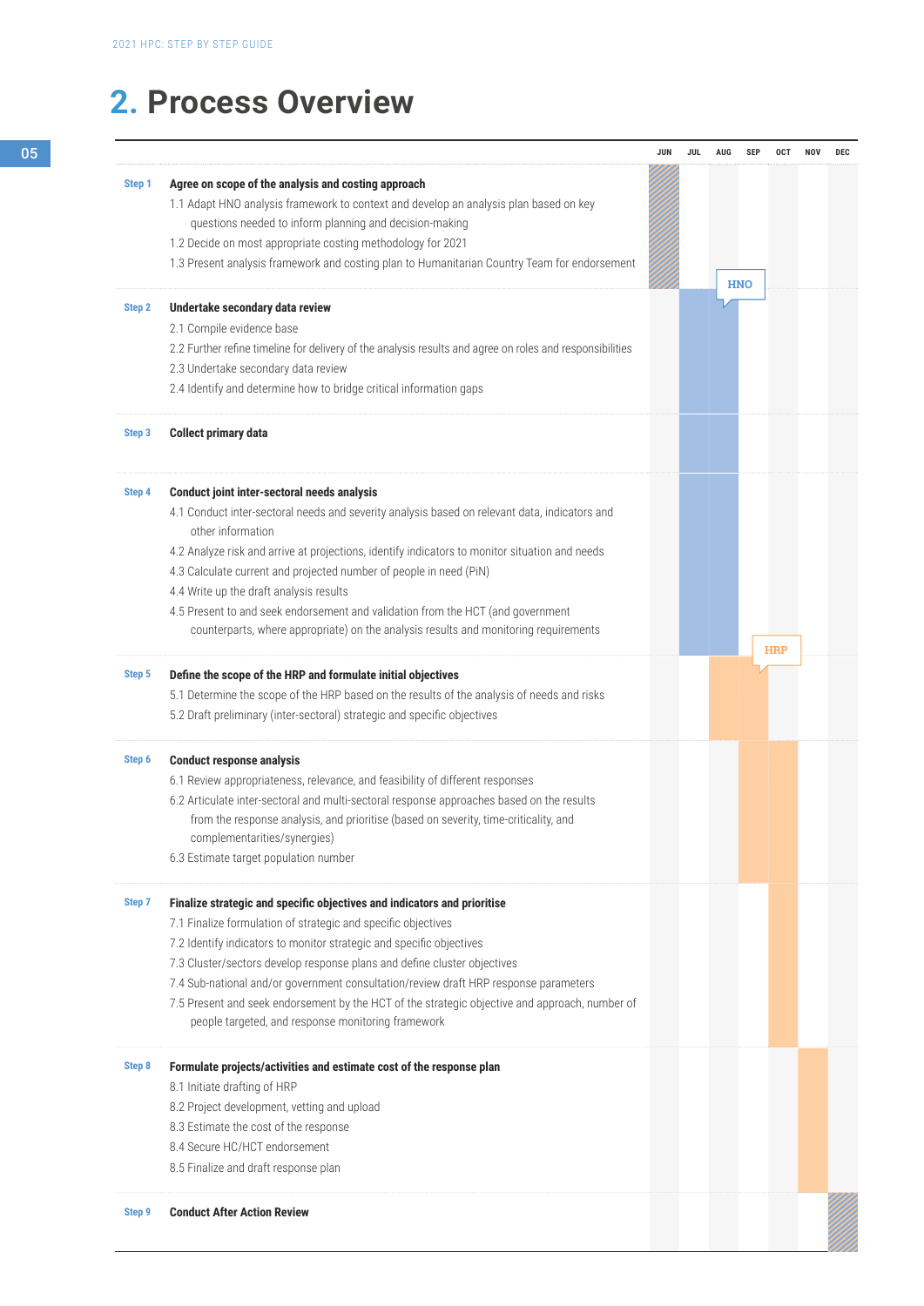# 2. Process Overview

| | | JUN | JUL | AUG | SEP | OCT | NOV | DEC |
|---|---|---|---|---|---|---|---|---|
| **Step 1** | **Agree on scope of the analysis and costing approach**<br>1.1 Adapt HNO analysis framework to context and develop an analysis plan based on key questions needed to inform planning and decision-making<br>1.2 Decide on most appropriate costing methodology for 2021<br>1.3 Present analysis framework and costing plan to Humanitarian Country Team for endorsement | ■ | | | | | | |
| **Step 2** | **Undertake secondary data review**<br>2.1 Compile evidence base<br>2.2 Further refine timeline for delivery of the analysis results and agree on roles and responsibilities<br>2.3 Undertake secondary data review<br>2.4 Identify and determine how to bridge critical information gaps | | ■ | ■ | | | | |
| **Step 3** | **Collect primary data** | | ■ | ■ | | | | |
| **Step 4** | **Conduct joint inter-sectoral needs analysis**<br>4.1 Conduct inter-sectoral needs and severity analysis based on relevant data, indicators and other information<br>4.2 Analyze risk and arrive at projections, identify indicators to monitor situation and needs<br>4.3 Calculate current and projected number of people in need (PiN)<br>4.4 Write up the draft analysis results<br>4.5 Present to and seek endorsement and validation from the HCT (and government counterparts, where appropriate) on the analysis results and monitoring requirements | | ■ | ■ | | | | |
| **Step 5** | **Define the scope of the HRP and formulate initial objectives**<br>5.1 Determine the scope of the HRP based on the results of the analysis of needs and risks<br>5.2 Draft preliminary (inter-sectoral) strategic and specific objectives | | | ■ | ■ | | | |
| **Step 6** | **Conduct response analysis**<br>6.1 Review appropriateness, relevance, and feasibility of different responses<br>6.2 Articulate inter-sectoral and multi-sectoral response approaches based on the results from the response analysis, and prioritise (based on severity, time-criticality, and complementarities/synergies)<br>6.3 Estimate target population number | | | | ■ | ■ | | |
| **Step 7** | **Finalize strategic and specific objectives and indicators and prioritise**<br>7.1 Finalize formulation of strategic and specific objectives<br>7.2 Identify indicators to monitor strategic and specific objectives<br>7.3 Cluster/sectors develop response plans and define cluster objectives<br>7.4 Sub-national and/or government consultation/review draft HRP response parameters<br>7.5 Present and seek endorsement by the HCT of the strategic objective and approach, number of people targeted, and response monitoring framework | | | | | ■ | | |
| **Step 8** | **Formulate projects/activities and estimate cost of the response plan**<br>8.1 Initiate drafting of HRP<br>8.2 Project development, vetting and upload<br>8.3 Estimate the cost of the response<br>8.4 Secure HC/HCT endorsement<br>8.5 Finalize and draft response plan | | | | | | ■ | |
| **Step 9** | **Conduct After Action Review** | | | | | | | ■ |

HNO (end of August) · HRP (end of September)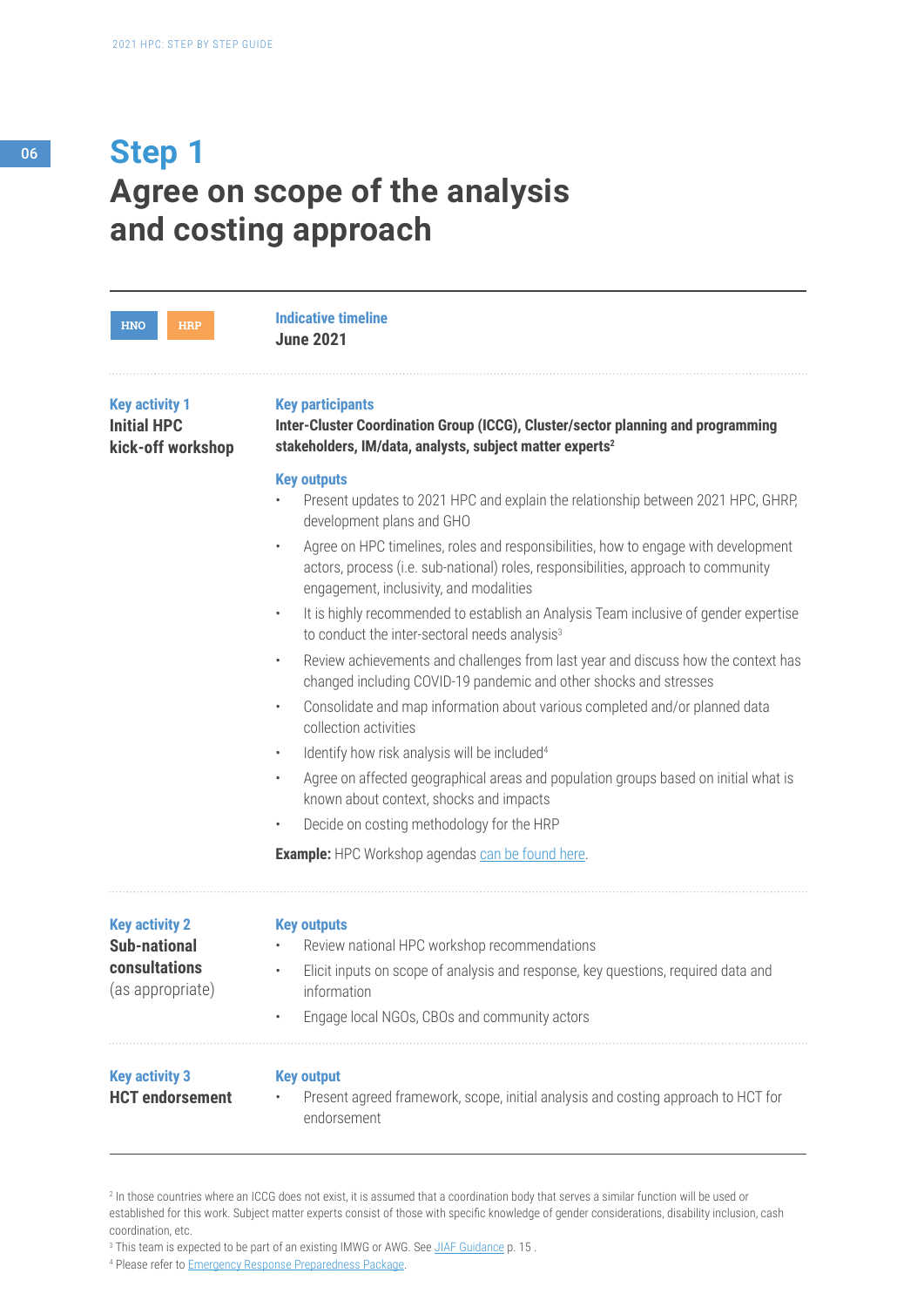# Step 1
## Agree on scope of the analysis and costing approach

HNO HRP

**Indicative timeline**
**June 2021**

---

**Key activity 1**
**Initial HPC kick-off workshop**

**Key participants**
**Inter-Cluster Coordination Group (ICCG), Cluster/sector planning and programming stakeholders, IM/data, analysts, subject matter experts**[2]

**Key outputs**

- Present updates to 2021 HPC and explain the relationship between 2021 HPC, GHRP, development plans and GHO
- Agree on HPC timelines, roles and responsibilities, how to engage with development actors, process (i.e. sub-national) roles, responsibilities, approach to community engagement, inclusivity, and modalities
- It is highly recommended to establish an Analysis Team inclusive of gender expertise to conduct the inter-sectoral needs analysis[3]
- Review achievements and challenges from last year and discuss how the context has changed including COVID-19 pandemic and other shocks and stresses
- Consolidate and map information about various completed and/or planned data collection activities
- Identify how risk analysis will be included[4]
- Agree on affected geographical areas and population groups based on initial what is known about context, shocks and impacts
- Decide on costing methodology for the HRP

**Example:** HPC Workshop agendas can be found here.

---

**Key activity 2**
**Sub-national consultations** (as appropriate)

**Key outputs**

- Review national HPC workshop recommendations
- Elicit inputs on scope of analysis and response, key questions, required data and information
- Engage local NGOs, CBOs and community actors

---

**Key activity 3**
**HCT endorsement**

**Key output**

- Present agreed framework, scope, initial analysis and costing approach to HCT for endorsement

---

[2] In those countries where an ICCG does not exist, it is assumed that a coordination body that serves a similar function will be used or established for this work. Subject matter experts consist of those with specific knowledge of gender considerations, disability inclusion, cash coordination, etc.

[3] This team is expected to be part of an existing IMWG or AWG. See JIAF Guidance p. 15 .

[4] Please refer to Emergency Response Preparedness Package.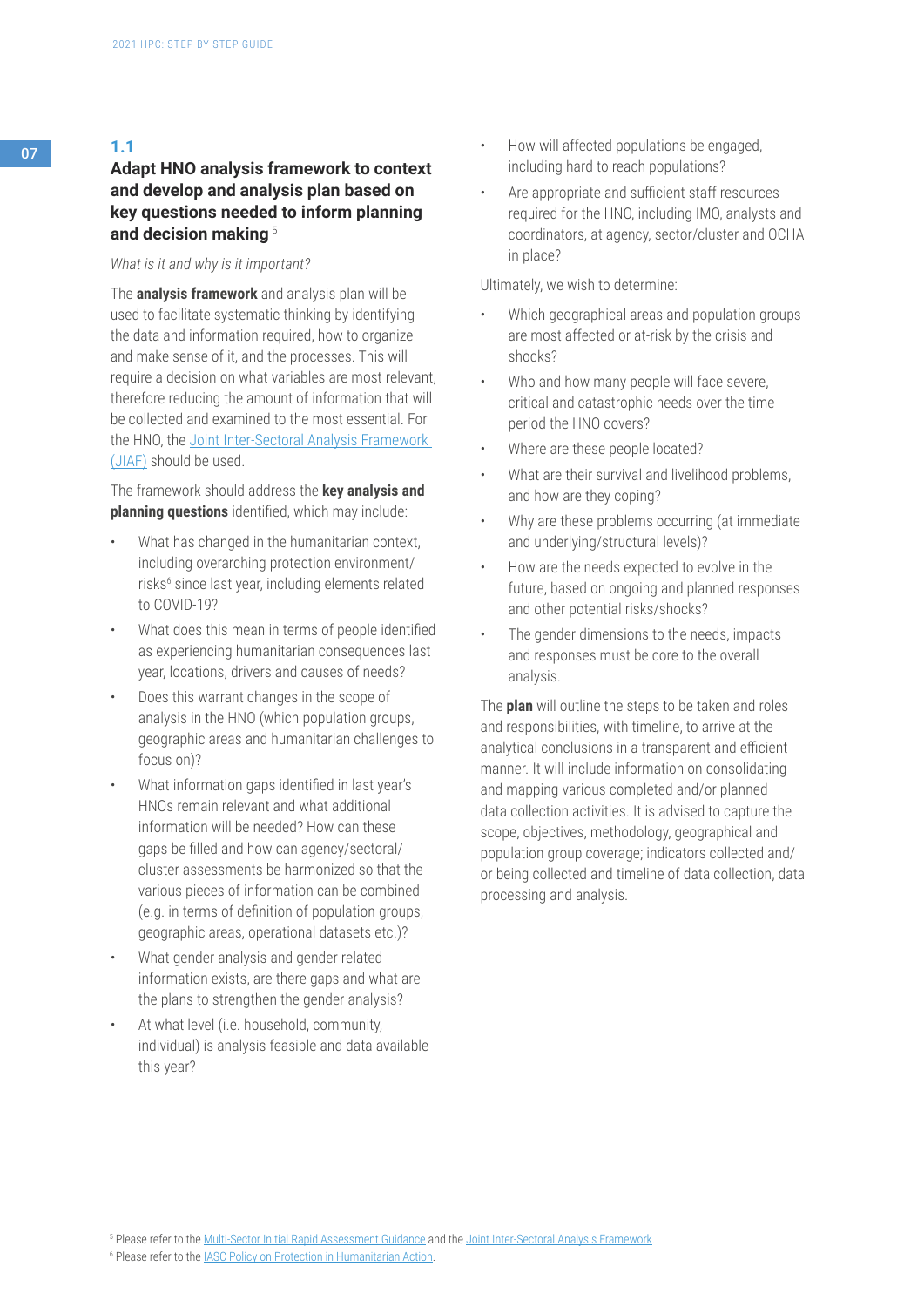## 1.1

## Adapt HNO analysis framework to context and develop and analysis plan based on key questions needed to inform planning and decision making [5]

*What is it and why is it important?*

The **analysis framework** and analysis plan will be used to facilitate systematic thinking by identifying the data and information required, how to organize and make sense of it, and the processes. This will require a decision on what variables are most relevant, therefore reducing the amount of information that will be collected and examined to the most essential. For the HNO, the Joint Inter-Sectoral Analysis Framework (JIAF) should be used.

The framework should address the **key analysis and planning questions** identified, which may include:

- What has changed in the humanitarian context, including overarching protection environment/ risks[6] since last year, including elements related to COVID-19?
- What does this mean in terms of people identified as experiencing humanitarian consequences last year, locations, drivers and causes of needs?
- Does this warrant changes in the scope of analysis in the HNO (which population groups, geographic areas and humanitarian challenges to focus on)?
- What information gaps identified in last year's HNOs remain relevant and what additional information will be needed? How can these gaps be filled and how can agency/sectoral/ cluster assessments be harmonized so that the various pieces of information can be combined (e.g. in terms of definition of population groups, geographic areas, operational datasets etc.)?
- What gender analysis and gender related information exists, are there gaps and what are the plans to strengthen the gender analysis?
- At what level (i.e. household, community, individual) is analysis feasible and data available this year?
- How will affected populations be engaged, including hard to reach populations?
- Are appropriate and sufficient staff resources required for the HNO, including IMO, analysts and coordinators, at agency, sector/cluster and OCHA in place?

Ultimately, we wish to determine:

- Which geographical areas and population groups are most affected or at-risk by the crisis and shocks?
- Who and how many people will face severe, critical and catastrophic needs over the time period the HNO covers?
- Where are these people located?
- What are their survival and livelihood problems, and how are they coping?
- Why are these problems occurring (at immediate and underlying/structural levels)?
- How are the needs expected to evolve in the future, based on ongoing and planned responses and other potential risks/shocks?
- The gender dimensions to the needs, impacts and responses must be core to the overall analysis.

The **plan** will outline the steps to be taken and roles and responsibilities, with timeline, to arrive at the analytical conclusions in a transparent and efficient manner. It will include information on consolidating and mapping various completed and/or planned data collection activities. It is advised to capture the scope, objectives, methodology, geographical and population group coverage; indicators collected and/ or being collected and timeline of data collection, data processing and analysis.

[5] Please refer to the Multi-Sector Initial Rapid Assessment Guidance and the Joint Inter-Sectoral Analysis Framework.

[6] Please refer to the IASC Policy on Protection in Humanitarian Action.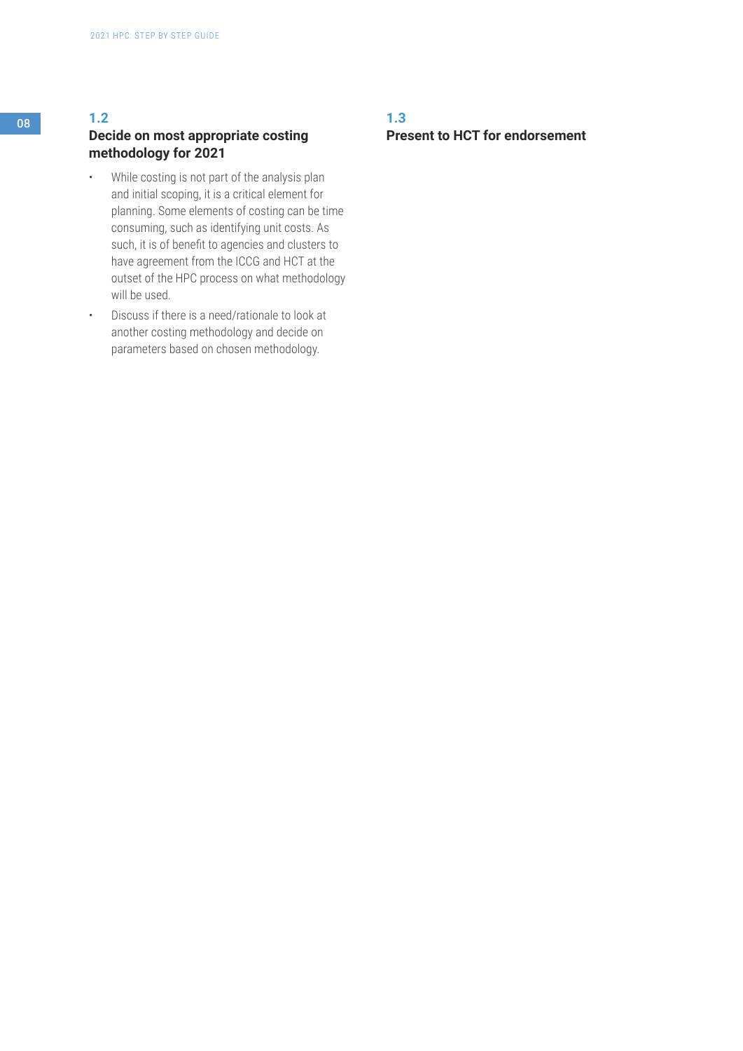### 1.2
### Decide on most appropriate costing methodology for 2021

- While costing is not part of the analysis plan and initial scoping, it is a critical element for planning. Some elements of costing can be time consuming, such as identifying unit costs. As such, it is of benefit to agencies and clusters to have agreement from the ICCG and HCT at the outset of the HPC process on what methodology will be used.
- Discuss if there is a need/rationale to look at another costing methodology and decide on parameters based on chosen methodology.

### 1.3
### Present to HCT for endorsement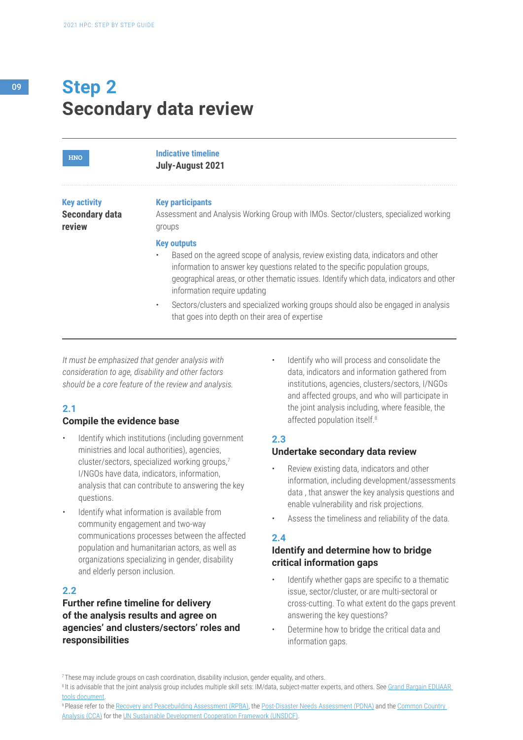# Step 2
# Secondary data review

| HNO | **Indicative timeline**<br>**July-August 2021** |
|---|---|
| **Key activity**<br>**Secondary data review** | **Key participants**<br>Assessment and Analysis Working Group with IMOs. Sector/clusters, specialized working groups<br><br>**Key outputs**<br>• Based on the agreed scope of analysis, review existing data, indicators and other information to answer key questions related to the specific population groups, geographical areas, or other thematic issues. Identify which data, indicators and other information require updating<br>• Sectors/clusters and specialized working groups should also be engaged in analysis that goes into depth on their area of expertise |

*It must be emphasized that gender analysis with consideration to age, disability and other factors should be a core feature of the review and analysis.*

## 2.1
## Compile the evidence base

- Identify which institutions (including government ministries and local authorities), agencies, cluster/sectors, specialized working groups,[7] I/NGOs have data, indicators, information, analysis that can contribute to answering the key questions.
- Identify what information is available from community engagement and two-way communications processes between the affected population and humanitarian actors, as well as organizations specializing in gender, disability and elderly person inclusion.

## 2.2
## Further refine timeline for delivery of the analysis results and agree on agencies' and clusters/sectors' roles and responsibilities

- Identify who will process and consolidate the data, indicators and information gathered from institutions, agencies, clusters/sectors, I/NGOs and affected groups, and who will participate in the joint analysis including, where feasible, the affected population itself.[8]

## 2.3
## Undertake secondary data review

- Review existing data, indicators and other information, including development/assessments data , that answer the key analysis questions and enable vulnerability and risk projections.
- Assess the timeliness and reliability of the data.

## 2.4
## Identify and determine how to bridge critical information gaps

- Identify whether gaps are specific to a thematic issue, sector/cluster, or are multi-sectoral or cross-cutting. To what extent do the gaps prevent answering the key questions?
- Determine how to bridge the critical data and information gaps.

---

[7] These may include groups on cash coordination, disability inclusion, gender equality, and others.

[8] It is advisable that the joint analysis group includes multiple skill sets: IM/data, subject-matter experts, and others. See Grand Bargain EDUAAR tools document.

[9] Please refer to the Recovery and Peacebuilding Assessment (RPBA), the Post-Disaster Needs Assessment (PDNA) and the Common Country Analysis (CCA) for the UN Sustainable Development Cooperation Framework (UNSDCF).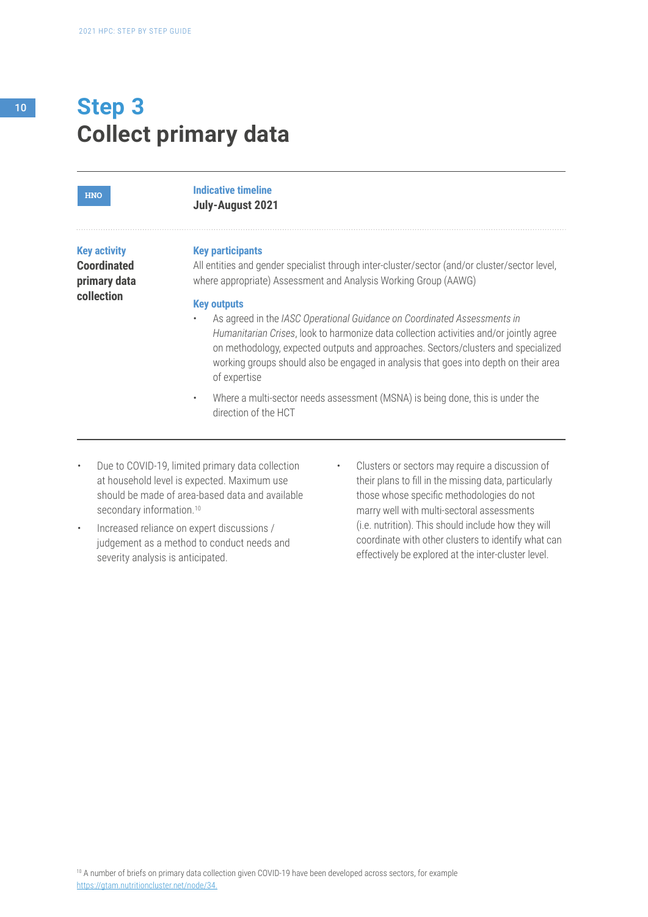# Step 3
## Collect primary data

**HNO**

**Indicative timeline**
**July-August 2021**

**Key activity**
**Coordinated primary data collection**

**Key participants**
All entities and gender specialist through inter-cluster/sector (and/or cluster/sector level, where appropriate) Assessment and Analysis Working Group (AAWG)

**Key outputs**

- As agreed in the *IASC Operational Guidance on Coordinated Assessments in Humanitarian Crises*, look to harmonize data collection activities and/or jointly agree on methodology, expected outputs and approaches. Sectors/clusters and specialized working groups should also be engaged in analysis that goes into depth on their area of expertise
- Where a multi-sector needs assessment (MSNA) is being done, this is under the direction of the HCT

---

- Due to COVID-19, limited primary data collection at household level is expected. Maximum use should be made of area-based data and available secondary information.[10]
- Increased reliance on expert discussions / judgement as a method to conduct needs and severity analysis is anticipated.
- Clusters or sectors may require a discussion of their plans to fill in the missing data, particularly those whose specific methodologies do not marry well with multi-sectoral assessments (i.e. nutrition). This should include how they will coordinate with other clusters to identify what can effectively be explored at the inter-cluster level.

[10] A number of briefs on primary data collection given COVID-19 have been developed across sectors, for example https://gtam.nutritioncluster.net/node/34.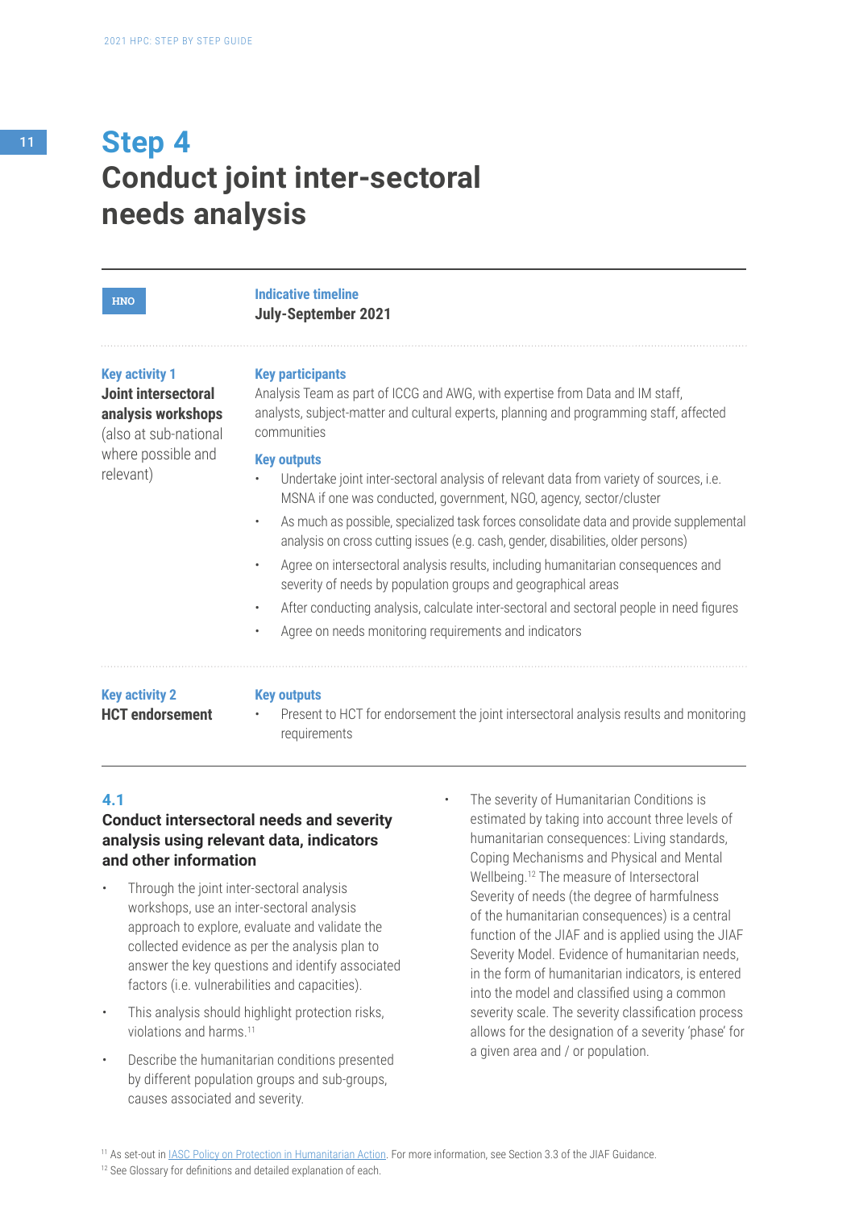# Step 4
# Conduct joint inter-sectoral needs analysis

HNO

**Indicative timeline**
**July-September 2021**

**Key activity 1**
**Joint intersectoral analysis workshops** (also at sub-national where possible and relevant)

**Key participants**
Analysis Team as part of ICCG and AWG, with expertise from Data and IM staff, analysts, subject-matter and cultural experts, planning and programming staff, affected communities

**Key outputs**

- Undertake joint inter-sectoral analysis of relevant data from variety of sources, i.e. MSNA if one was conducted, government, NGO, agency, sector/cluster
- As much as possible, specialized task forces consolidate data and provide supplemental analysis on cross cutting issues (e.g. cash, gender, disabilities, older persons)
- Agree on intersectoral analysis results, including humanitarian consequences and severity of needs by population groups and geographical areas
- After conducting analysis, calculate inter-sectoral and sectoral people in need figures
- Agree on needs monitoring requirements and indicators

**Key activity 2**
**HCT endorsement**

**Key outputs**

- Present to HCT for endorsement the joint intersectoral analysis results and monitoring requirements

## 4.1
### Conduct intersectoral needs and severity analysis using relevant data, indicators and other information

- Through the joint inter-sectoral analysis workshops, use an inter-sectoral analysis approach to explore, evaluate and validate the collected evidence as per the analysis plan to answer the key questions and identify associated factors (i.e. vulnerabilities and capacities).
- This analysis should highlight protection risks, violations and harms.[11]
- Describe the humanitarian conditions presented by different population groups and sub-groups, causes associated and severity.
- The severity of Humanitarian Conditions is estimated by taking into account three levels of humanitarian consequences: Living standards, Coping Mechanisms and Physical and Mental Wellbeing.[12] The measure of Intersectoral Severity of needs (the degree of harmfulness of the humanitarian consequences) is a central function of the JIAF and is applied using the JIAF Severity Model. Evidence of humanitarian needs, in the form of humanitarian indicators, is entered into the model and classified using a common severity scale. The severity classification process allows for the designation of a severity 'phase' for a given area and / or population.

[11] As set-out in IASC Policy on Protection in Humanitarian Action. For more information, see Section 3.3 of the JIAF Guidance.

[12] See Glossary for definitions and detailed explanation of each.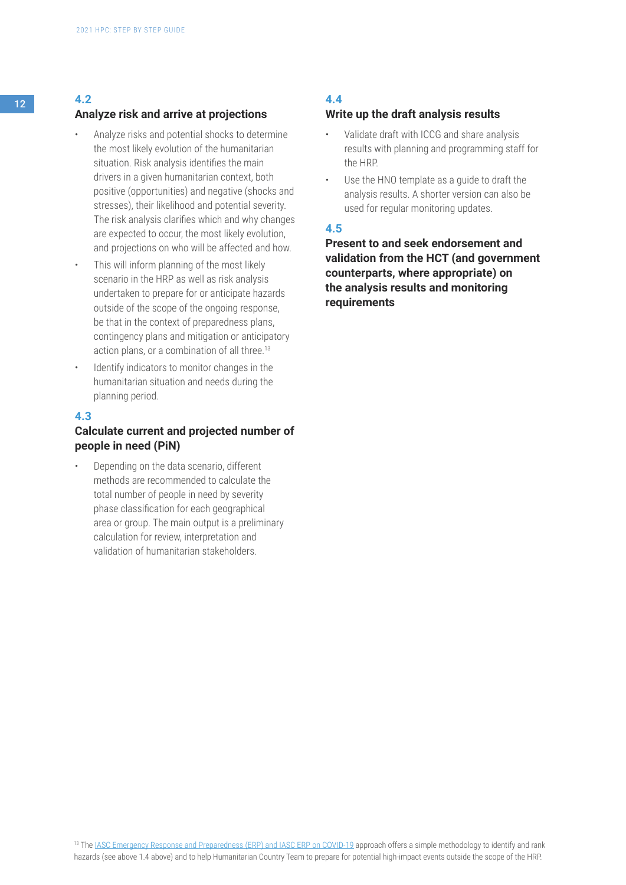## 4.2 Analyze risk and arrive at projections

- Analyze risks and potential shocks to determine the most likely evolution of the humanitarian situation. Risk analysis identifies the main drivers in a given humanitarian context, both positive (opportunities) and negative (shocks and stresses), their likelihood and potential severity. The risk analysis clarifies which and why changes are expected to occur, the most likely evolution, and projections on who will be affected and how.
- This will inform planning of the most likely scenario in the HRP as well as risk analysis undertaken to prepare for or anticipate hazards outside of the scope of the ongoing response, be that in the context of preparedness plans, contingency plans and mitigation or anticipatory action plans, or a combination of all three.[13]
- Identify indicators to monitor changes in the humanitarian situation and needs during the planning period.

## 4.3 Calculate current and projected number of people in need (PiN)

- Depending on the data scenario, different methods are recommended to calculate the total number of people in need by severity phase classification for each geographical area or group. The main output is a preliminary calculation for review, interpretation and validation of humanitarian stakeholders.

## 4.4 Write up the draft analysis results

- Validate draft with ICCG and share analysis results with planning and programming staff for the HRP.
- Use the HNO template as a guide to draft the analysis results. A shorter version can also be used for regular monitoring updates.

## 4.5 Present to and seek endorsement and validation from the HCT (and government counterparts, where appropriate) on the analysis results and monitoring requirements

[13] The IASC Emergency Response and Preparedness (ERP) and IASC ERP on COVID-19 approach offers a simple methodology to identify and rank hazards (see above 1.4 above) and to help Humanitarian Country Team to prepare for potential high-impact events outside the scope of the HRP.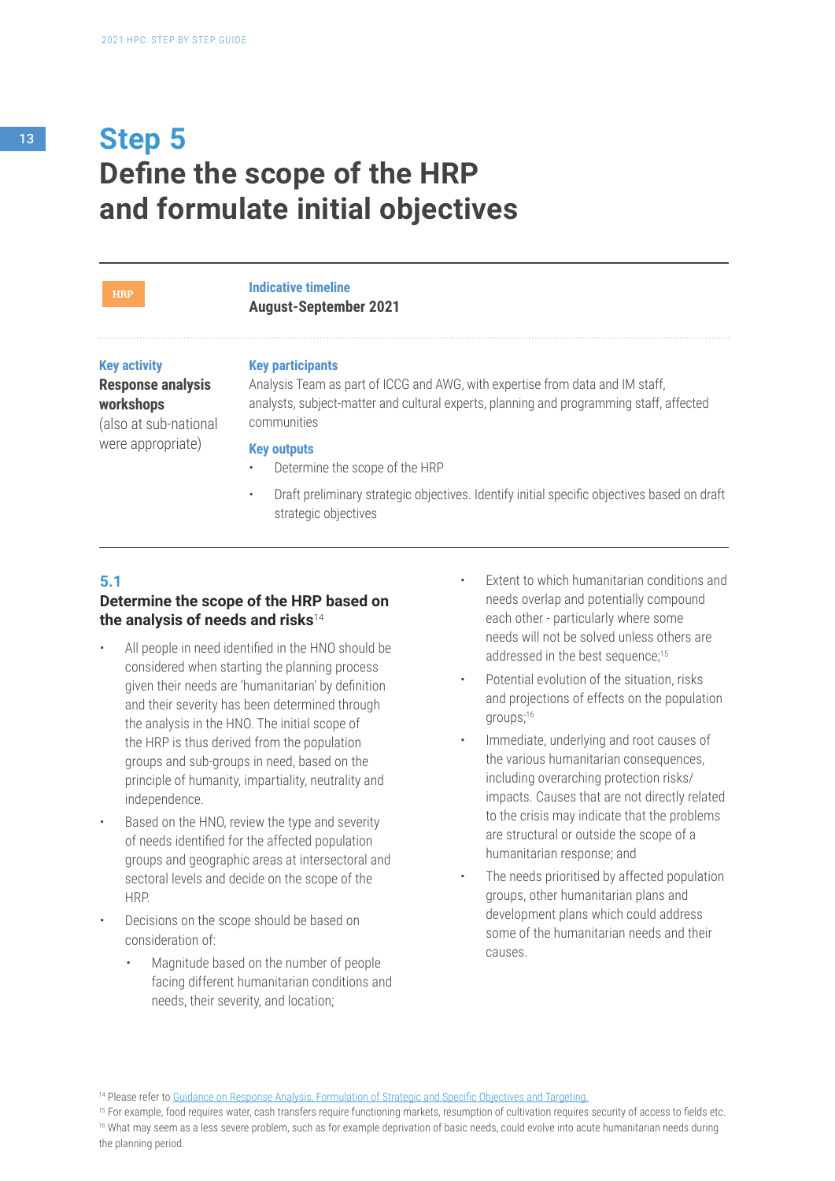# Step 5
# Define the scope of the HRP and formulate initial objectives

HRP

**Indicative timeline**
**August-September 2021**

**Key activity**
**Response analysis workshops** (also at sub-national were appropriate)

**Key participants**
Analysis Team as part of ICCG and AWG, with expertise from data and IM staff, analysts, subject-matter and cultural experts, planning and programming staff, affected communities

**Key outputs**

- Determine the scope of the HRP
- Draft preliminary strategic objectives. Identify initial specific objectives based on draft strategic objectives

## 5.1
## Determine the scope of the HRP based on the analysis of needs and risks[14]

- All people in need identified in the HNO should be considered when starting the planning process given their needs are 'humanitarian' by definition and their severity has been determined through the analysis in the HNO. The initial scope of the HRP is thus derived from the population groups and sub-groups in need, based on the principle of humanity, impartiality, neutrality and independence.
- Based on the HNO, review the type and severity of needs identified for the affected population groups and geographic areas at intersectoral and sectoral levels and decide on the scope of the HRP.
- Decisions on the scope should be based on consideration of:
    - Magnitude based on the number of people facing different humanitarian conditions and needs, their severity, and location;
    - Extent to which humanitarian conditions and needs overlap and potentially compound each other - particularly where some needs will not be solved unless others are addressed in the best sequence;[15]
    - Potential evolution of the situation, risks and projections of effects on the population groups;[16]
    - Immediate, underlying and root causes of the various humanitarian consequences, including overarching protection risks/ impacts. Causes that are not directly related to the crisis may indicate that the problems are structural or outside the scope of a humanitarian response; and
    - The needs prioritised by affected population groups, other humanitarian plans and development plans which could address some of the humanitarian needs and their causes.

[14] Please refer to Guidance on Response Analysis, Formulation of Strategic and Specific Objectives and Targeting.
[15] For example, food requires water, cash transfers require functioning markets, resumption of cultivation requires security of access to fields etc.
[16] What may seem as a less severe problem, such as for example deprivation of basic needs, could evolve into acute humanitarian needs during the planning period.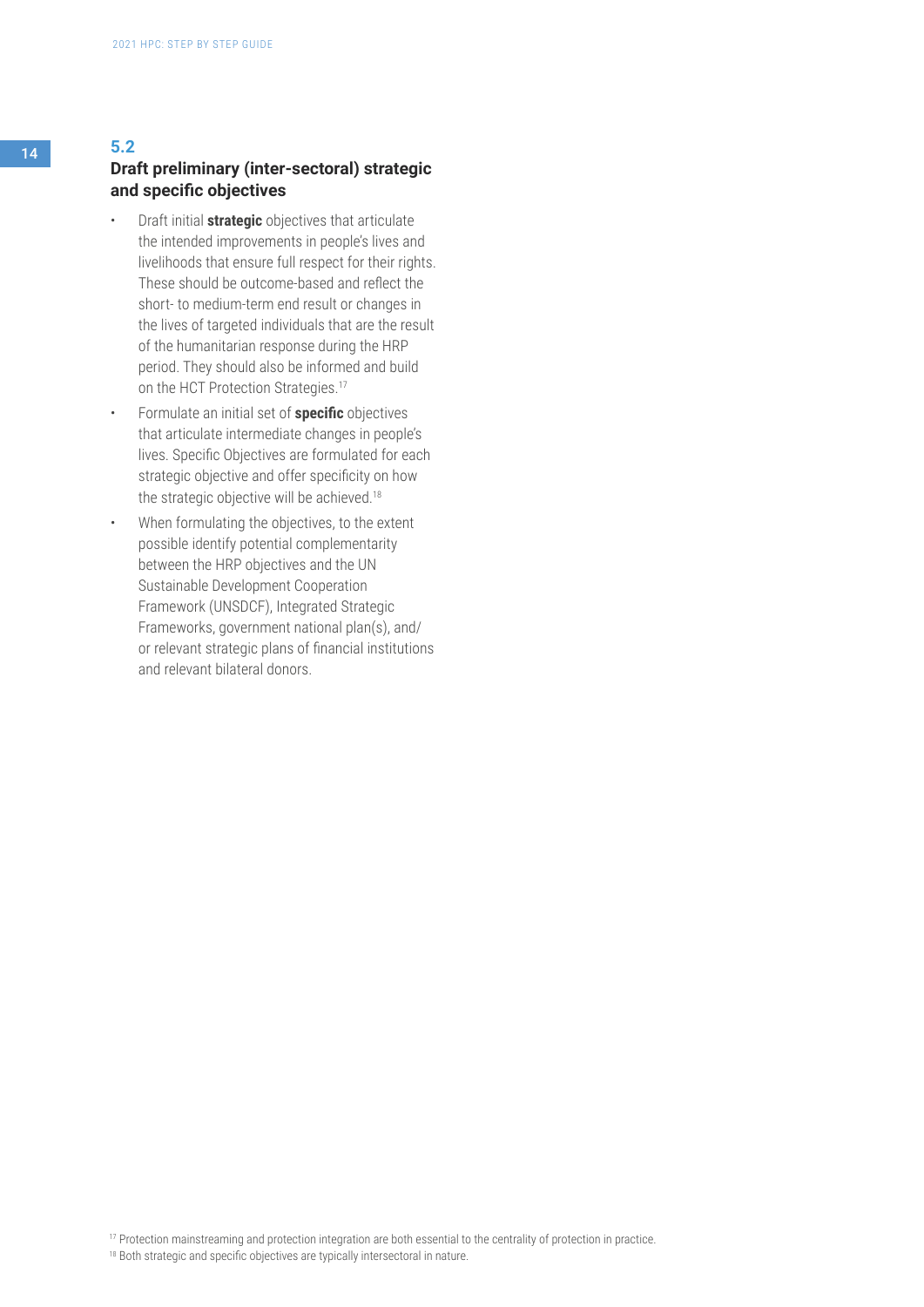## 5.2 Draft preliminary (inter-sectoral) strategic and specific objectives

- Draft initial **strategic** objectives that articulate the intended improvements in people's lives and livelihoods that ensure full respect for their rights. These should be outcome-based and reflect the short- to medium-term end result or changes in the lives of targeted individuals that are the result of the humanitarian response during the HRP period. They should also be informed and build on the HCT Protection Strategies.[17]
- Formulate an initial set of **specific** objectives that articulate intermediate changes in people's lives. Specific Objectives are formulated for each strategic objective and offer specificity on how the strategic objective will be achieved.[18]
- When formulating the objectives, to the extent possible identify potential complementarity between the HRP objectives and the UN Sustainable Development Cooperation Framework (UNSDCF), Integrated Strategic Frameworks, government national plan(s), and/or relevant strategic plans of financial institutions and relevant bilateral donors.

[17] Protection mainstreaming and protection integration are both essential to the centrality of protection in practice.

[18] Both strategic and specific objectives are typically intersectoral in nature.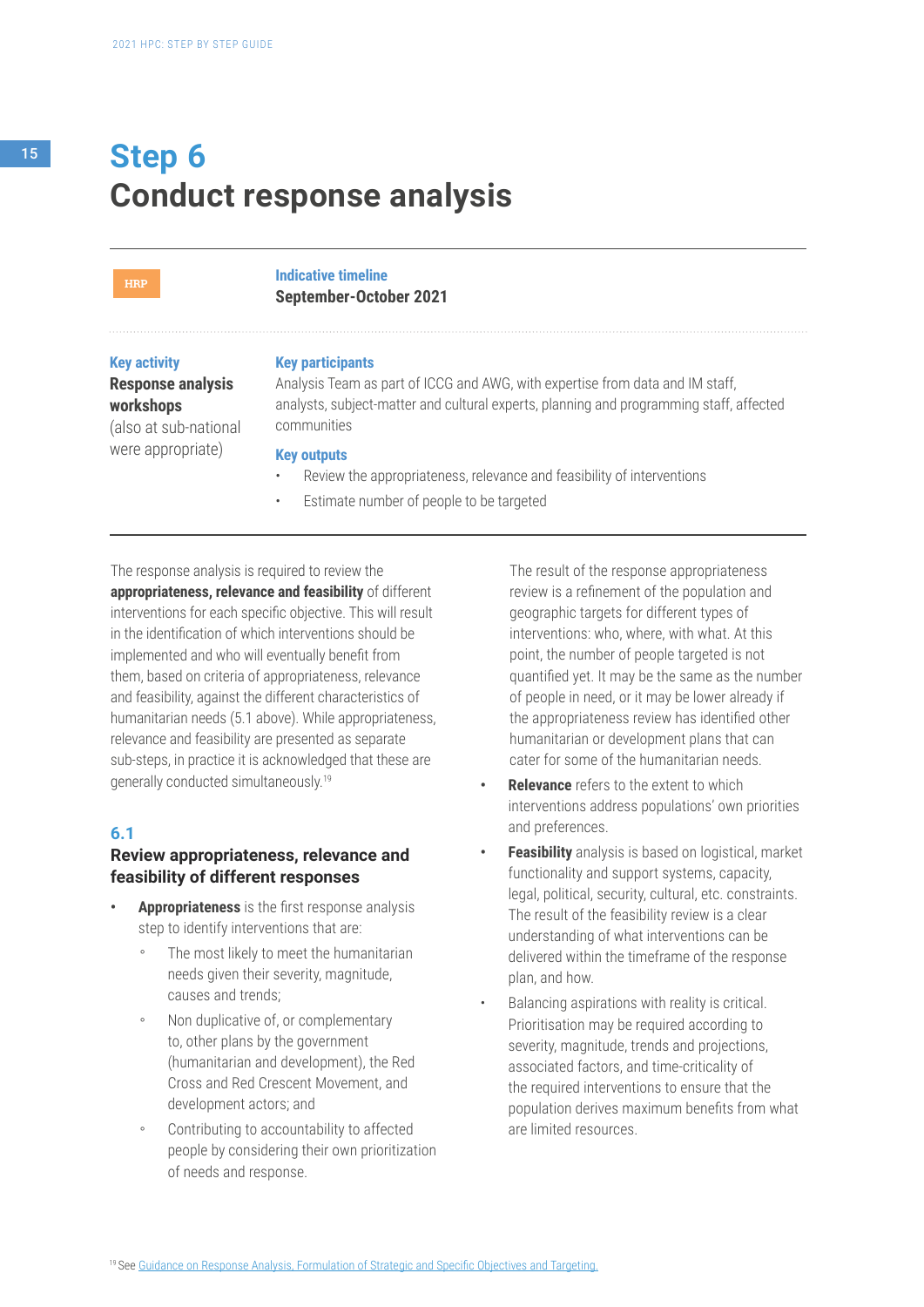# Step 6
# Conduct response analysis

HRP

**Indicative timeline**
**September-October 2021**

**Key activity**
**Response analysis workshops** (also at sub-national were appropriate)

**Key participants**
Analysis Team as part of ICCG and AWG, with expertise from data and IM staff, analysts, subject-matter and cultural experts, planning and programming staff, affected communities

**Key outputs**

- Review the appropriateness, relevance and feasibility of interventions
- Estimate number of people to be targeted

The response analysis is required to review the **appropriateness, relevance and feasibility** of different interventions for each specific objective. This will result in the identification of which interventions should be implemented and who will eventually benefit from them, based on criteria of appropriateness, relevance and feasibility, against the different characteristics of humanitarian needs (5.1 above). While appropriateness, relevance and feasibility are presented as separate sub-steps, in practice it is acknowledged that these are generally conducted simultaneously.[19]

## 6.1
## Review appropriateness, relevance and feasibility of different responses

- **Appropriateness** is the first response analysis step to identify interventions that are:
  - The most likely to meet the humanitarian needs given their severity, magnitude, causes and trends;
  - Non duplicative of, or complementary to, other plans by the government (humanitarian and development), the Red Cross and Red Crescent Movement, and development actors; and
  - Contributing to accountability to affected people by considering their own prioritization of needs and response.

  The result of the response appropriateness review is a refinement of the population and geographic targets for different types of interventions: who, where, with what. At this point, the number of people targeted is not quantified yet. It may be the same as the number of people in need, or it may be lower already if the appropriateness review has identified other humanitarian or development plans that can cater for some of the humanitarian needs.
- **Relevance** refers to the extent to which interventions address populations' own priorities and preferences.
- **Feasibility** analysis is based on logistical, market functionality and support systems, capacity, legal, political, security, cultural, etc. constraints. The result of the feasibility review is a clear understanding of what interventions can be delivered within the timeframe of the response plan, and how.
- Balancing aspirations with reality is critical. Prioritisation may be required according to severity, magnitude, trends and projections, associated factors, and time-criticality of the required interventions to ensure that the population derives maximum benefits from what are limited resources.

[19] See Guidance on Response Analysis, Formulation of Strategic and Specific Objectives and Targeting.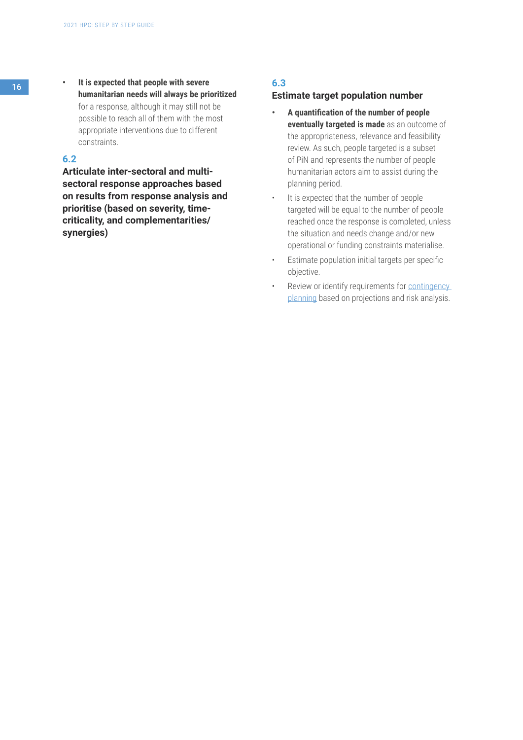- **It is expected that people with severe humanitarian needs will always be prioritized** for a response, although it may still not be possible to reach all of them with the most appropriate interventions due to different constraints.

### 6.2

### Articulate inter-sectoral and multi-sectoral response approaches based on results from response analysis and prioritise (based on severity, time-criticality, and complementarities/ synergies)

### 6.3

### Estimate target population number

- **A quantification of the number of people eventually targeted is made** as an outcome of the appropriateness, relevance and feasibility review. As such, people targeted is a subset of PiN and represents the number of people humanitarian actors aim to assist during the planning period.
- It is expected that the number of people targeted will be equal to the number of people reached once the response is completed, unless the situation and needs change and/or new operational or funding constraints materialise.
- Estimate population initial targets per specific objective.
- Review or identify requirements for contingency planning based on projections and risk analysis.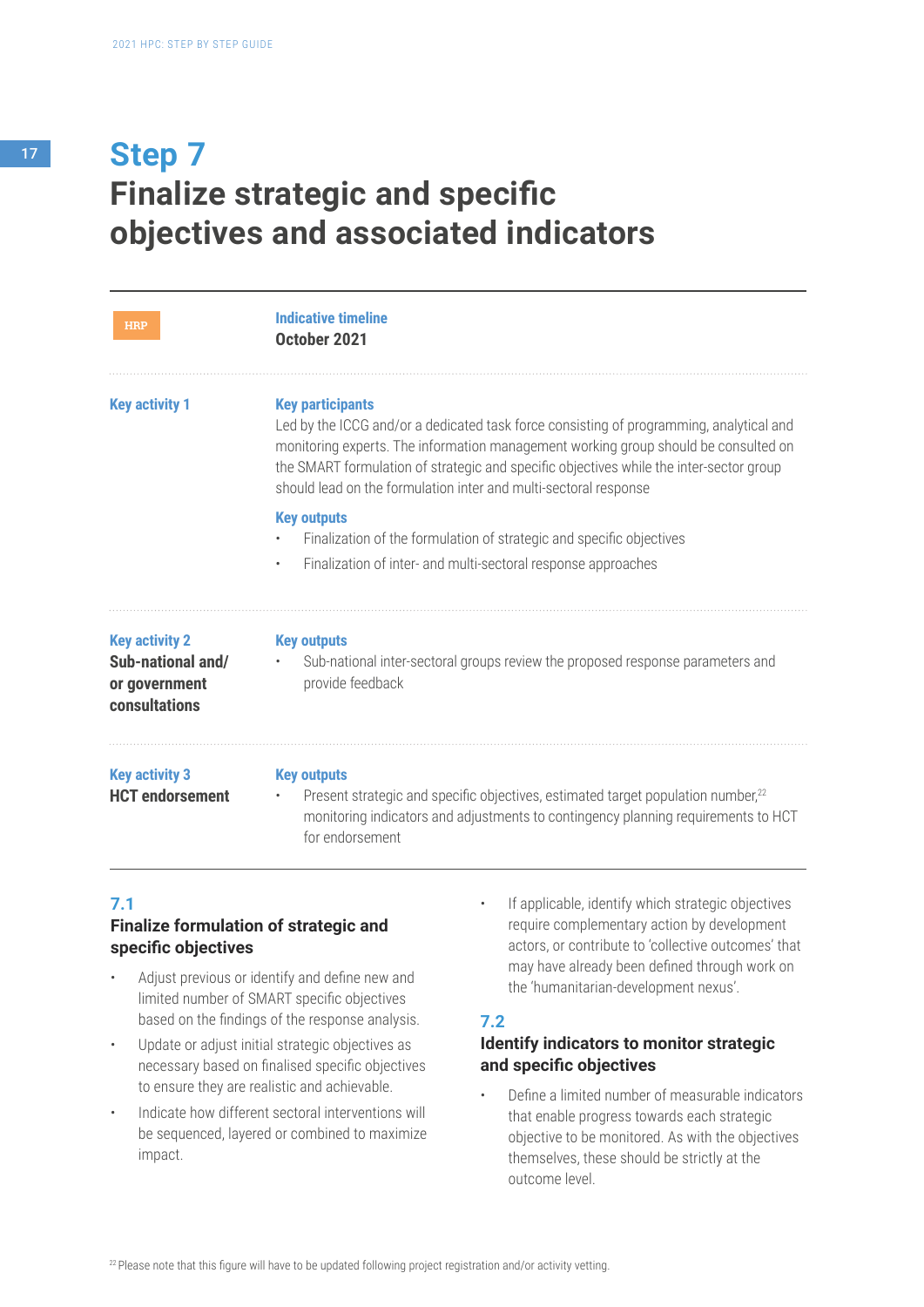# Step 7
## Finalize strategic and specific objectives and associated indicators

| HRP | **Indicative timeline**<br>**October 2021** |
|---|---|
| **Key activity 1** | **Key participants**<br>Led by the ICCG and/or a dedicated task force consisting of programming, analytical and monitoring experts. The information management working group should be consulted on the SMART formulation of strategic and specific objectives while the inter-sector group should lead on the formulation inter and multi-sectoral response<br>**Key outputs**<br>• Finalization of the formulation of strategic and specific objectives<br>• Finalization of inter- and multi-sectoral response approaches |
| **Key activity 2**<br>**Sub-national and/ or government consultations** | **Key outputs**<br>• Sub-national inter-sectoral groups review the proposed response parameters and provide feedback |
| **Key activity 3**<br>**HCT endorsement** | **Key outputs**<br>• Present strategic and specific objectives, estimated target population number,[22] monitoring indicators and adjustments to contingency planning requirements to HCT for endorsement |

### 7.1 Finalize formulation of strategic and specific objectives

- Adjust previous or identify and define new and limited number of SMART specific objectives based on the findings of the response analysis.
- Update or adjust initial strategic objectives as necessary based on finalised specific objectives to ensure they are realistic and achievable.
- Indicate how different sectoral interventions will be sequenced, layered or combined to maximize impact.
- If applicable, identify which strategic objectives require complementary action by development actors, or contribute to 'collective outcomes' that may have already been defined through work on the 'humanitarian-development nexus'.

### 7.2 Identify indicators to monitor strategic and specific objectives

- Define a limited number of measurable indicators that enable progress towards each strategic objective to be monitored. As with the objectives themselves, these should be strictly at the outcome level.

[22] Please note that this figure will have to be updated following project registration and/or activity vetting.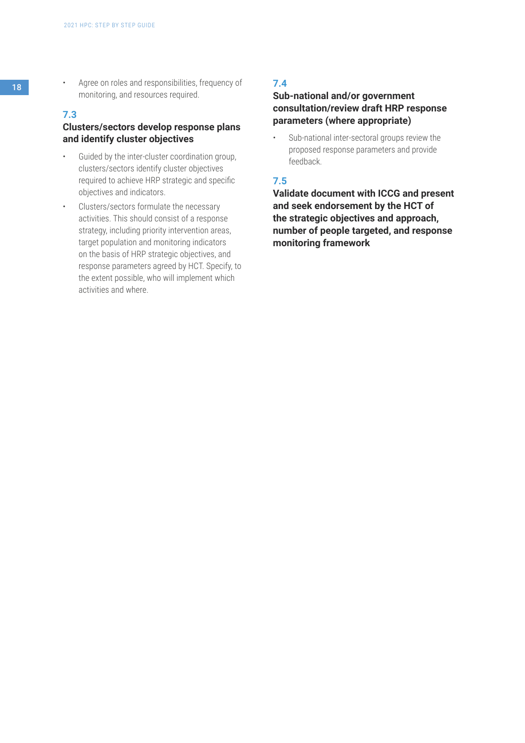- Agree on roles and responsibilities, frequency of monitoring, and resources required.

### 7.3
### Clusters/sectors develop response plans and identify cluster objectives

- Guided by the inter-cluster coordination group, clusters/sectors identify cluster objectives required to achieve HRP strategic and specific objectives and indicators.
- Clusters/sectors formulate the necessary activities. This should consist of a response strategy, including priority intervention areas, target population and monitoring indicators on the basis of HRP strategic objectives, and response parameters agreed by HCT. Specify, to the extent possible, who will implement which activities and where.

### 7.4
### Sub-national and/or government consultation/review draft HRP response parameters (where appropriate)

- Sub-national inter-sectoral groups review the proposed response parameters and provide feedback.

### 7.5
### Validate document with ICCG and present and seek endorsement by the HCT of the strategic objectives and approach, number of people targeted, and response monitoring framework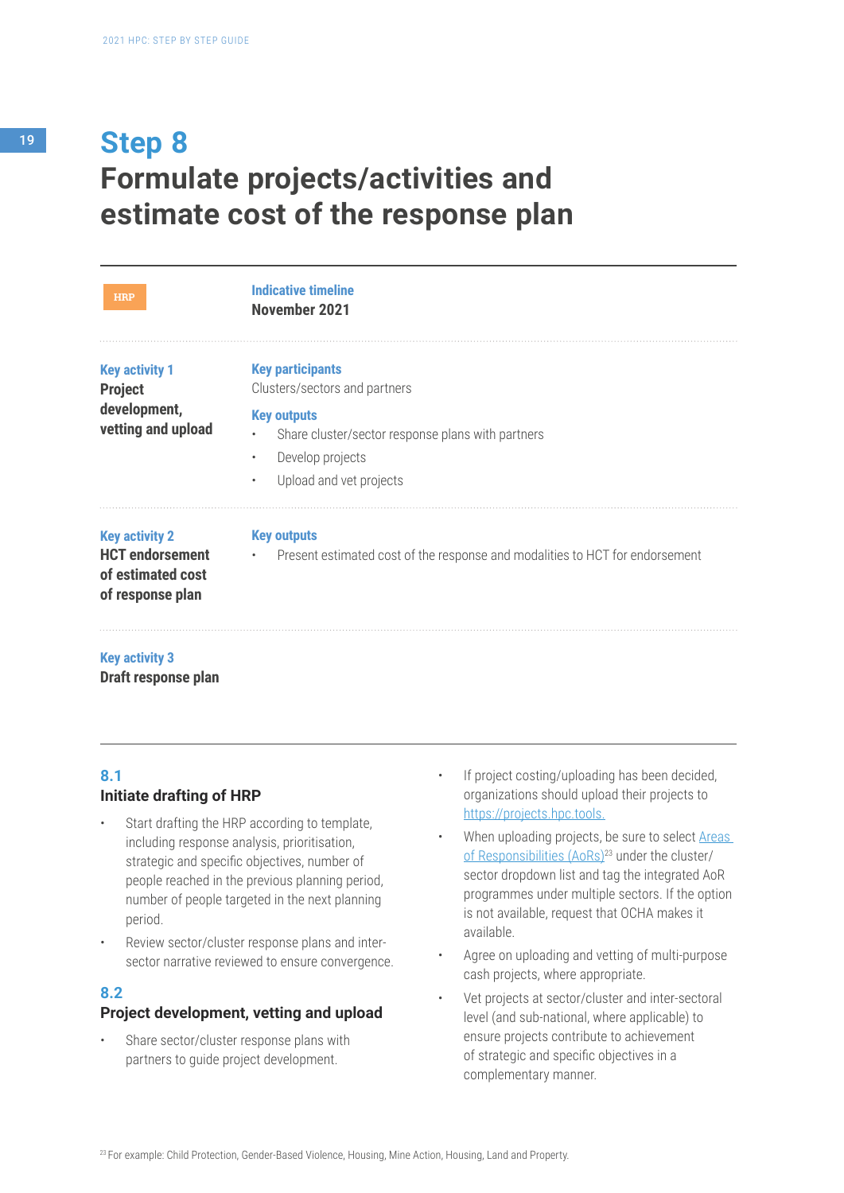# Step 8
# Formulate projects/activities and estimate cost of the response plan

HRP

**Indicative timeline**
**November 2021**

**Key activity 1**
**Project development, vetting and upload**

**Key participants**
Clusters/sectors and partners

**Key outputs**
- Share cluster/sector response plans with partners
- Develop projects
- Upload and vet projects

**Key activity 2**
**HCT endorsement of estimated cost of response plan**

**Key outputs**
- Present estimated cost of the response and modalities to HCT for endorsement

**Key activity 3**
**Draft response plan**

### 8.1
### Initiate drafting of HRP

- Start drafting the HRP according to template, including response analysis, prioritisation, strategic and specific objectives, number of people reached in the previous planning period, number of people targeted in the next planning period.
- Review sector/cluster response plans and inter-sector narrative reviewed to ensure convergence.

### 8.2
### Project development, vetting and upload

- Share sector/cluster response plans with partners to guide project development.
- If project costing/uploading has been decided, organizations should upload their projects to [https://projects.hpc.tools.](https://projects.hpc.tools)
- When uploading projects, be sure to select Areas of Responsibilities (AoRs)[23] under the cluster/sector dropdown list and tag the integrated AoR programmes under multiple sectors. If the option is not available, request that OCHA makes it available.
- Agree on uploading and vetting of multi-purpose cash projects, where appropriate.
- Vet projects at sector/cluster and inter-sectoral level (and sub-national, where applicable) to ensure projects contribute to achievement of strategic and specific objectives in a complementary manner.

[23] For example: Child Protection, Gender-Based Violence, Housing, Mine Action, Housing, Land and Property.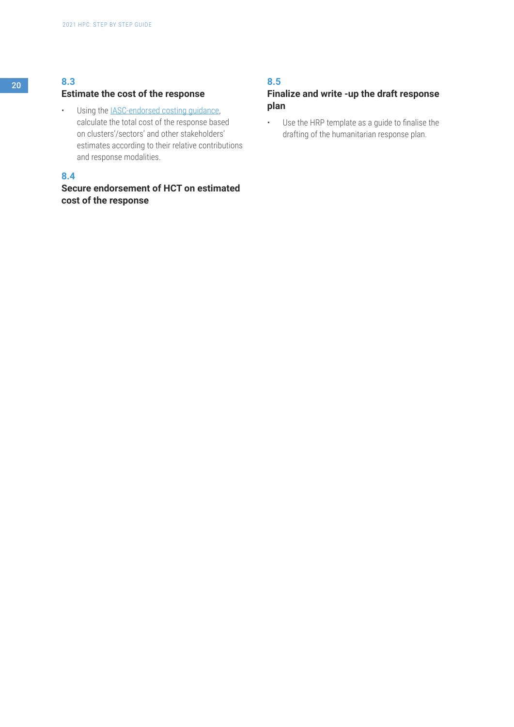### 8.3

### Estimate the cost of the response

- Using the IASC-endorsed costing guidance, calculate the total cost of the response based on clusters'/sectors' and other stakeholders' estimates according to their relative contributions and response modalities.

### 8.4

### Secure endorsement of HCT on estimated cost of the response

### 8.5

### Finalize and write -up the draft response plan

- Use the HRP template as a guide to finalise the drafting of the humanitarian response plan.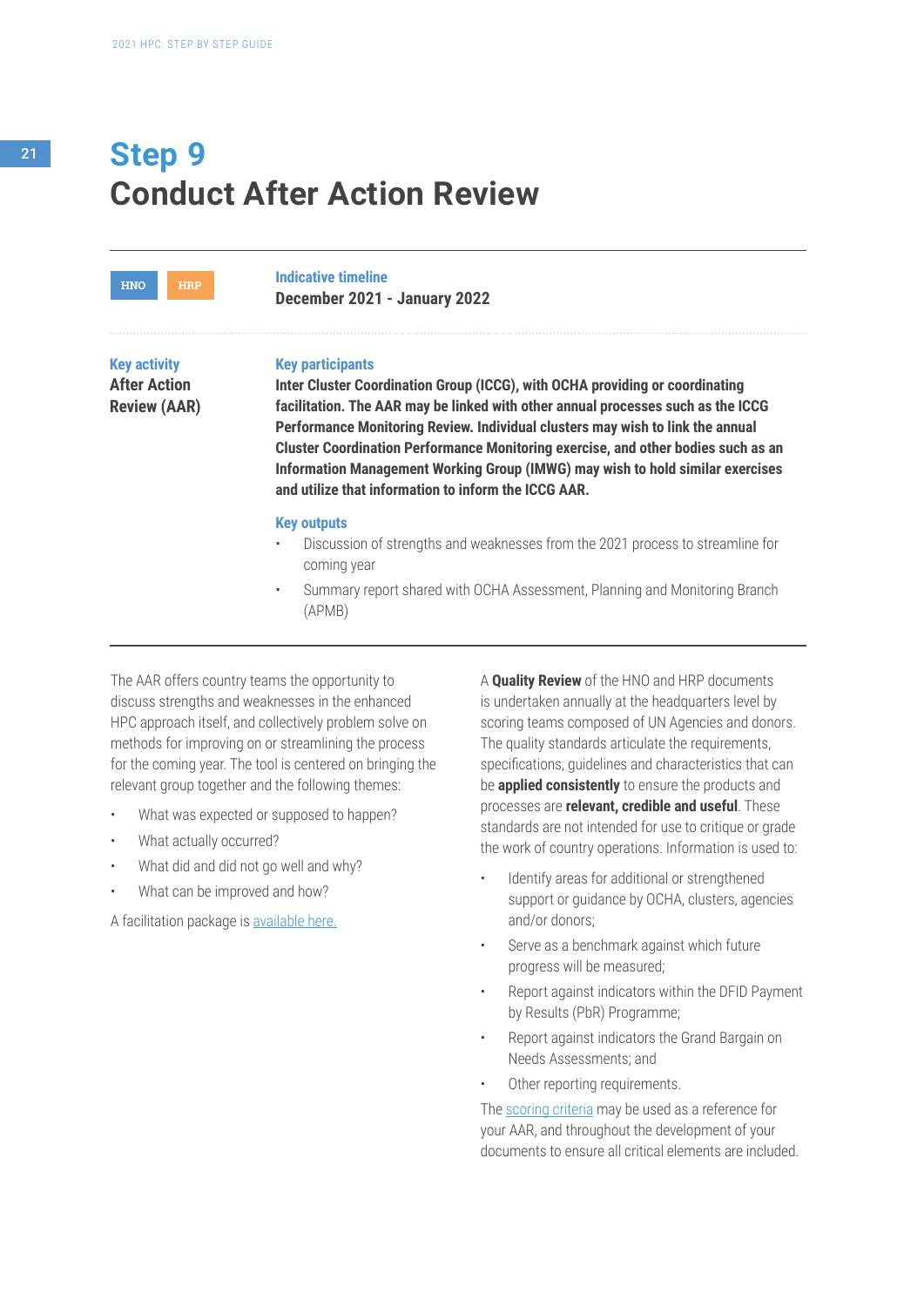# Step 9
# Conduct After Action Review

HNO HRP

**Indicative timeline**
**December 2021 - January 2022**

**Key activity**
**After Action Review (AAR)**

**Key participants**
**Inter Cluster Coordination Group (ICCG), with OCHA providing or coordinating facilitation. The AAR may be linked with other annual processes such as the ICCG Performance Monitoring Review. Individual clusters may wish to link the annual Cluster Coordination Performance Monitoring exercise, and other bodies such as an Information Management Working Group (IMWG) may wish to hold similar exercises and utilize that information to inform the ICCG AAR.**

**Key outputs**

- Discussion of strengths and weaknesses from the 2021 process to streamline for coming year
- Summary report shared with OCHA Assessment, Planning and Monitoring Branch (APMB)

The AAR offers country teams the opportunity to discuss strengths and weaknesses in the enhanced HPC approach itself, and collectively problem solve on methods for improving on or streamlining the process for the coming year. The tool is centered on bringing the relevant group together and the following themes:

- What was expected or supposed to happen?
- What actually occurred?
- What did and did not go well and why?
- What can be improved and how?

A facilitation package is available here.

A **Quality Review** of the HNO and HRP documents is undertaken annually at the headquarters level by scoring teams composed of UN Agencies and donors. The quality standards articulate the requirements, specifications, guidelines and characteristics that can be **applied consistently** to ensure the products and processes are **relevant, credible and useful**. These standards are not intended for use to critique or grade the work of country operations. Information is used to:

- Identify areas for additional or strengthened support or guidance by OCHA, clusters, agencies and/or donors;
- Serve as a benchmark against which future progress will be measured;
- Report against indicators within the DFID Payment by Results (PbR) Programme;
- Report against indicators the Grand Bargain on Needs Assessments; and
- Other reporting requirements.

The scoring criteria may be used as a reference for your AAR, and throughout the development of your documents to ensure all critical elements are included.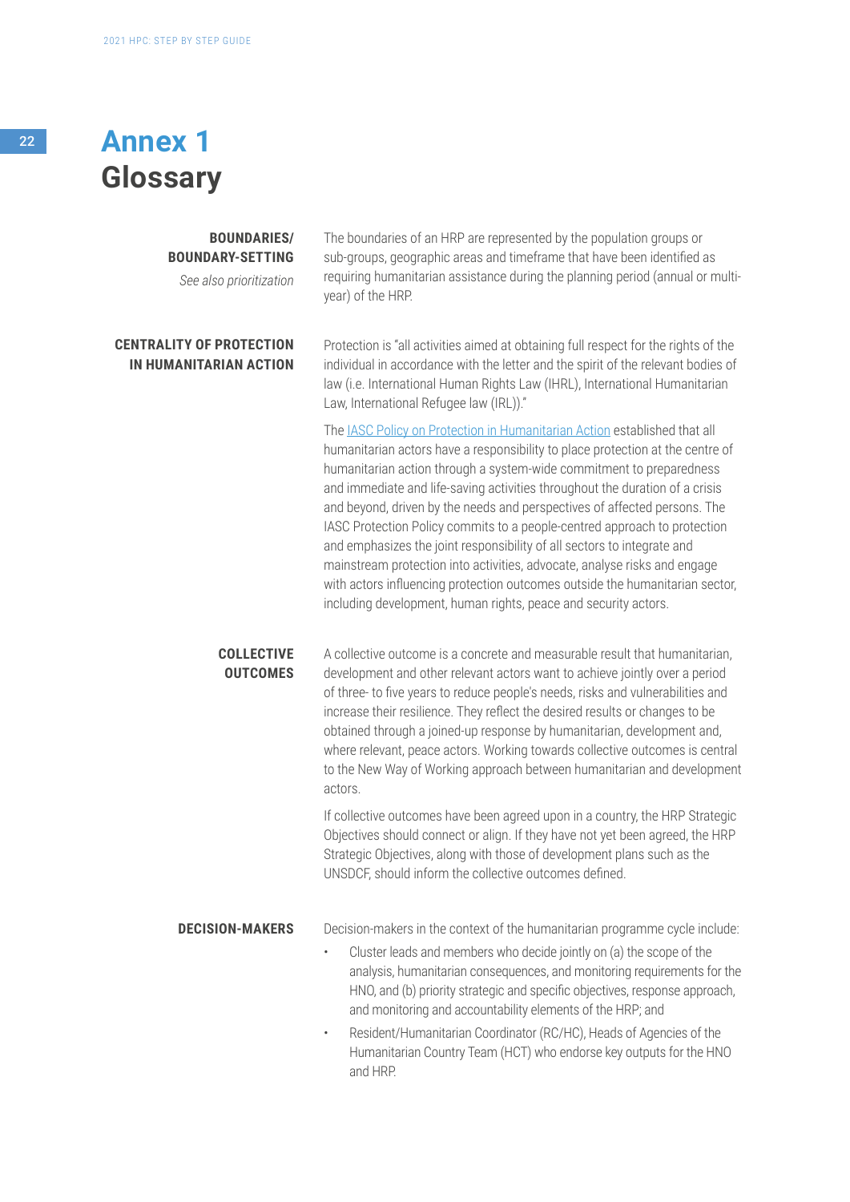# Annex 1 Glossary

**BOUNDARIES/ BOUNDARY-SETTING**

*See also prioritization*

The boundaries of an HRP are represented by the population groups or sub-groups, geographic areas and timeframe that have been identified as requiring humanitarian assistance during the planning period (annual or multi-year) of the HRP.

**CENTRALITY OF PROTECTION IN HUMANITARIAN ACTION**

Protection is "all activities aimed at obtaining full respect for the rights of the individual in accordance with the letter and the spirit of the relevant bodies of law (i.e. International Human Rights Law (IHRL), International Humanitarian Law, International Refugee law (IRL))."

The IASC Policy on Protection in Humanitarian Action established that all humanitarian actors have a responsibility to place protection at the centre of humanitarian action through a system-wide commitment to preparedness and immediate and life-saving activities throughout the duration of a crisis and beyond, driven by the needs and perspectives of affected persons. The IASC Protection Policy commits to a people-centred approach to protection and emphasizes the joint responsibility of all sectors to integrate and mainstream protection into activities, advocate, analyse risks and engage with actors influencing protection outcomes outside the humanitarian sector, including development, human rights, peace and security actors.

**COLLECTIVE OUTCOMES**

A collective outcome is a concrete and measurable result that humanitarian, development and other relevant actors want to achieve jointly over a period of three- to five years to reduce people's needs, risks and vulnerabilities and increase their resilience. They reflect the desired results or changes to be obtained through a joined-up response by humanitarian, development and, where relevant, peace actors. Working towards collective outcomes is central to the New Way of Working approach between humanitarian and development actors.

If collective outcomes have been agreed upon in a country, the HRP Strategic Objectives should connect or align. If they have not yet been agreed, the HRP Strategic Objectives, along with those of development plans such as the UNSDCF, should inform the collective outcomes defined.

**DECISION-MAKERS**

Decision-makers in the context of the humanitarian programme cycle include:

- Cluster leads and members who decide jointly on (a) the scope of the analysis, humanitarian consequences, and monitoring requirements for the HNO, and (b) priority strategic and specific objectives, response approach, and monitoring and accountability elements of the HRP; and
- Resident/Humanitarian Coordinator (RC/HC), Heads of Agencies of the Humanitarian Country Team (HCT) who endorse key outputs for the HNO and HRP.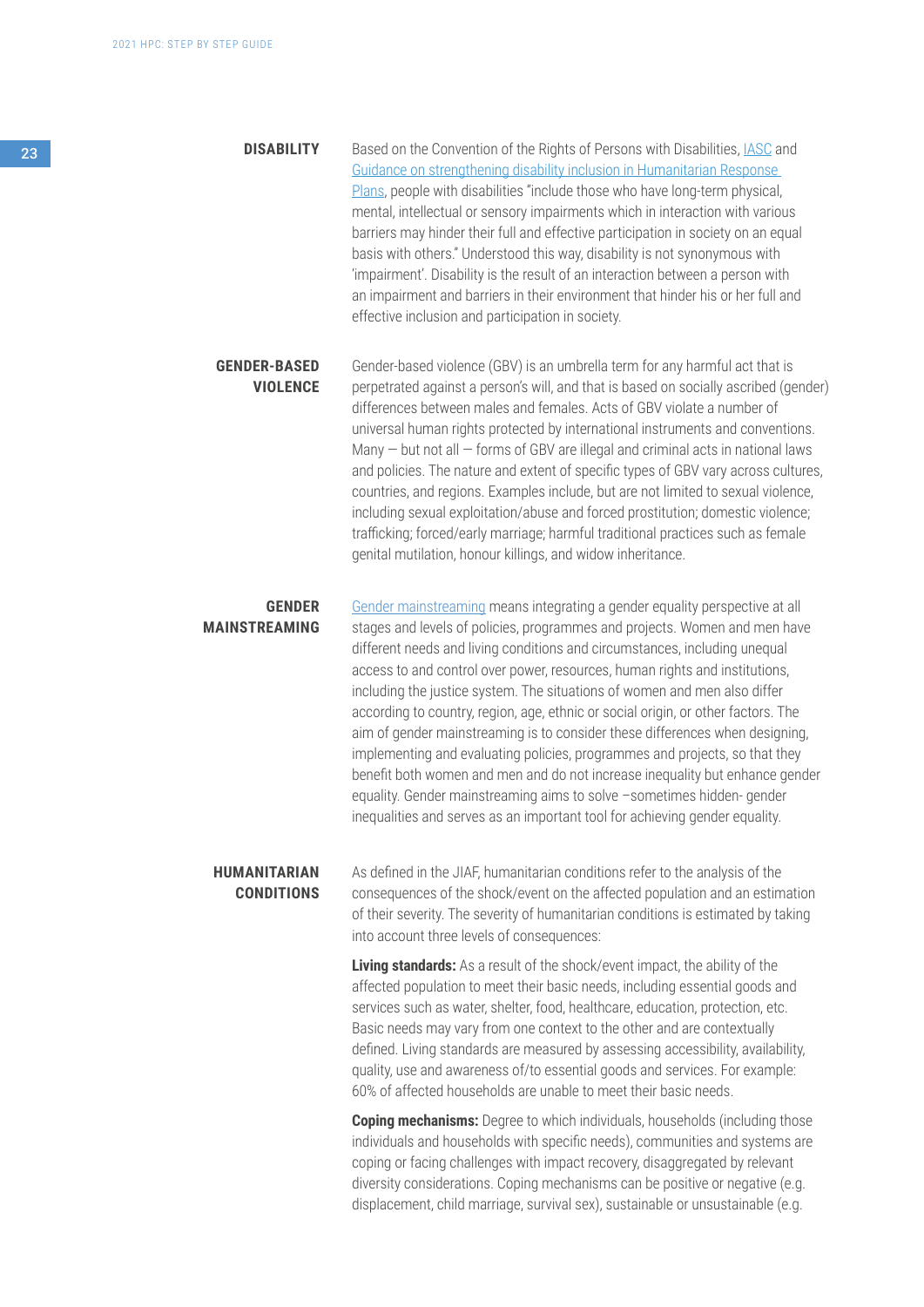**DISABILITY**

Based on the Convention of the Rights of Persons with Disabilities, IASC and Guidance on strengthening disability inclusion in Humanitarian Response Plans, people with disabilities "include those who have long-term physical, mental, intellectual or sensory impairments which in interaction with various barriers may hinder their full and effective participation in society on an equal basis with others." Understood this way, disability is not synonymous with 'impairment'. Disability is the result of an interaction between a person with an impairment and barriers in their environment that hinder his or her full and effective inclusion and participation in society.

**GENDER-BASED VIOLENCE**

Gender-based violence (GBV) is an umbrella term for any harmful act that is perpetrated against a person's will, and that is based on socially ascribed (gender) differences between males and females. Acts of GBV violate a number of universal human rights protected by international instruments and conventions. Many — but not all — forms of GBV are illegal and criminal acts in national laws and policies. The nature and extent of specific types of GBV vary across cultures, countries, and regions. Examples include, but are not limited to sexual violence, including sexual exploitation/abuse and forced prostitution; domestic violence; trafficking; forced/early marriage; harmful traditional practices such as female genital mutilation, honour killings, and widow inheritance.

**GENDER MAINSTREAMING**

Gender mainstreaming means integrating a gender equality perspective at all stages and levels of policies, programmes and projects. Women and men have different needs and living conditions and circumstances, including unequal access to and control over power, resources, human rights and institutions, including the justice system. The situations of women and men also differ according to country, region, age, ethnic or social origin, or other factors. The aim of gender mainstreaming is to consider these differences when designing, implementing and evaluating policies, programmes and projects, so that they benefit both women and men and do not increase inequality but enhance gender equality. Gender mainstreaming aims to solve –sometimes hidden- gender inequalities and serves as an important tool for achieving gender equality.

**HUMANITARIAN CONDITIONS**

As defined in the JIAF, humanitarian conditions refer to the analysis of the consequences of the shock/event on the affected population and an estimation of their severity. The severity of humanitarian conditions is estimated by taking into account three levels of consequences:

**Living standards:** As a result of the shock/event impact, the ability of the affected population to meet their basic needs, including essential goods and services such as water, shelter, food, healthcare, education, protection, etc. Basic needs may vary from one context to the other and are contextually defined. Living standards are measured by assessing accessibility, availability, quality, use and awareness of/to essential goods and services. For example: 60% of affected households are unable to meet their basic needs.

**Coping mechanisms:** Degree to which individuals, households (including those individuals and households with specific needs), communities and systems are coping or facing challenges with impact recovery, disaggregated by relevant diversity considerations. Coping mechanisms can be positive or negative (e.g. displacement, child marriage, survival sex), sustainable or unsustainable (e.g.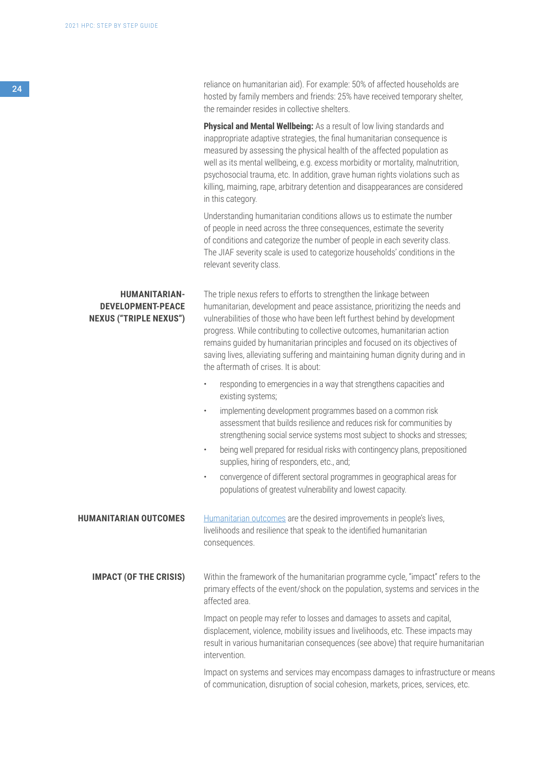reliance on humanitarian aid). For example: 50% of affected households are hosted by family members and friends: 25% have received temporary shelter, the remainder resides in collective shelters.

**Physical and Mental Wellbeing:** As a result of low living standards and inappropriate adaptive strategies, the final humanitarian consequence is measured by assessing the physical health of the affected population as well as its mental wellbeing, e.g. excess morbidity or mortality, malnutrition, psychosocial trauma, etc. In addition, grave human rights violations such as killing, maiming, rape, arbitrary detention and disappearances are considered in this category.

Understanding humanitarian conditions allows us to estimate the number of people in need across the three consequences, estimate the severity of conditions and categorize the number of people in each severity class. The JIAF severity scale is used to categorize households' conditions in the relevant severity class.

**HUMANITARIAN-DEVELOPMENT-PEACE NEXUS ("TRIPLE NEXUS")**

The triple nexus refers to efforts to strengthen the linkage between humanitarian, development and peace assistance, prioritizing the needs and vulnerabilities of those who have been left furthest behind by development progress. While contributing to collective outcomes, humanitarian action remains guided by humanitarian principles and focused on its objectives of saving lives, alleviating suffering and maintaining human dignity during and in the aftermath of crises. It is about:

- responding to emergencies in a way that strengthens capacities and existing systems;
- implementing development programmes based on a common risk assessment that builds resilience and reduces risk for communities by strengthening social service systems most subject to shocks and stresses;
- being well prepared for residual risks with contingency plans, prepositioned supplies, hiring of responders, etc., and;
- convergence of different sectoral programmes in geographical areas for populations of greatest vulnerability and lowest capacity.

**HUMANITARIAN OUTCOMES**

Humanitarian outcomes are the desired improvements in people's lives, livelihoods and resilience that speak to the identified humanitarian consequences.

**IMPACT (OF THE CRISIS)**

Within the framework of the humanitarian programme cycle, "impact" refers to the primary effects of the event/shock on the population, systems and services in the affected area.

Impact on people may refer to losses and damages to assets and capital, displacement, violence, mobility issues and livelihoods, etc. These impacts may result in various humanitarian consequences (see above) that require humanitarian intervention.

Impact on systems and services may encompass damages to infrastructure or means of communication, disruption of social cohesion, markets, prices, services, etc.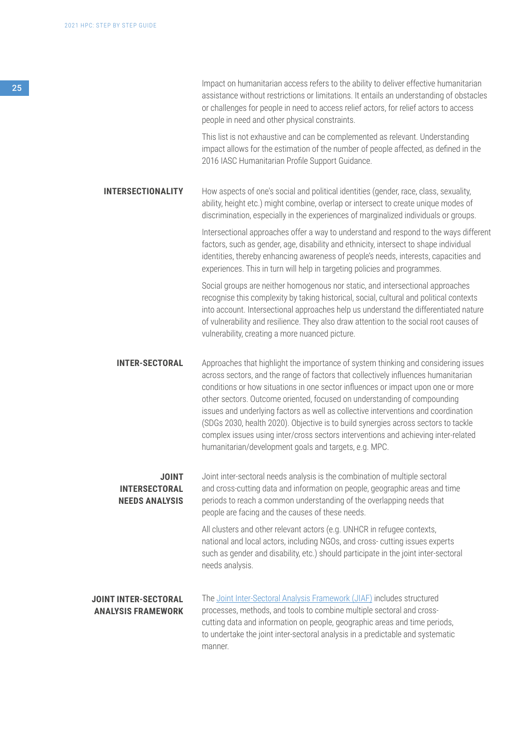Impact on humanitarian access refers to the ability to deliver effective humanitarian assistance without restrictions or limitations. It entails an understanding of obstacles or challenges for people in need to access relief actors, for relief actors to access people in need and other physical constraints.

This list is not exhaustive and can be complemented as relevant. Understanding impact allows for the estimation of the number of people affected, as defined in the 2016 IASC Humanitarian Profile Support Guidance.

**INTERSECTIONALITY**

How aspects of one's social and political identities (gender, race, class, sexuality, ability, height etc.) might combine, overlap or intersect to create unique modes of discrimination, especially in the experiences of marginalized individuals or groups.

Intersectional approaches offer a way to understand and respond to the ways different factors, such as gender, age, disability and ethnicity, intersect to shape individual identities, thereby enhancing awareness of people's needs, interests, capacities and experiences. This in turn will help in targeting policies and programmes.

Social groups are neither homogenous nor static, and intersectional approaches recognise this complexity by taking historical, social, cultural and political contexts into account. Intersectional approaches help us understand the differentiated nature of vulnerability and resilience. They also draw attention to the social root causes of vulnerability, creating a more nuanced picture.

**INTER-SECTORAL**

Approaches that highlight the importance of system thinking and considering issues across sectors, and the range of factors that collectively influences humanitarian conditions or how situations in one sector influences or impact upon one or more other sectors. Outcome oriented, focused on understanding of compounding issues and underlying factors as well as collective interventions and coordination (SDGs 2030, health 2020). Objective is to build synergies across sectors to tackle complex issues using inter/cross sectors interventions and achieving inter-related humanitarian/development goals and targets, e.g. MPC.

**JOINT INTERSECTORAL NEEDS ANALYSIS**

Joint inter-sectoral needs analysis is the combination of multiple sectoral and cross-cutting data and information on people, geographic areas and time periods to reach a common understanding of the overlapping needs that people are facing and the causes of these needs.

All clusters and other relevant actors (e.g. UNHCR in refugee contexts, national and local actors, including NGOs, and cross- cutting issues experts such as gender and disability, etc.) should participate in the joint inter-sectoral needs analysis.

**JOINT INTER-SECTORAL ANALYSIS FRAMEWORK**

The Joint Inter-Sectoral Analysis Framework (JIAF) includes structured processes, methods, and tools to combine multiple sectoral and cross-cutting data and information on people, geographic areas and time periods, to undertake the joint inter-sectoral analysis in a predictable and systematic manner.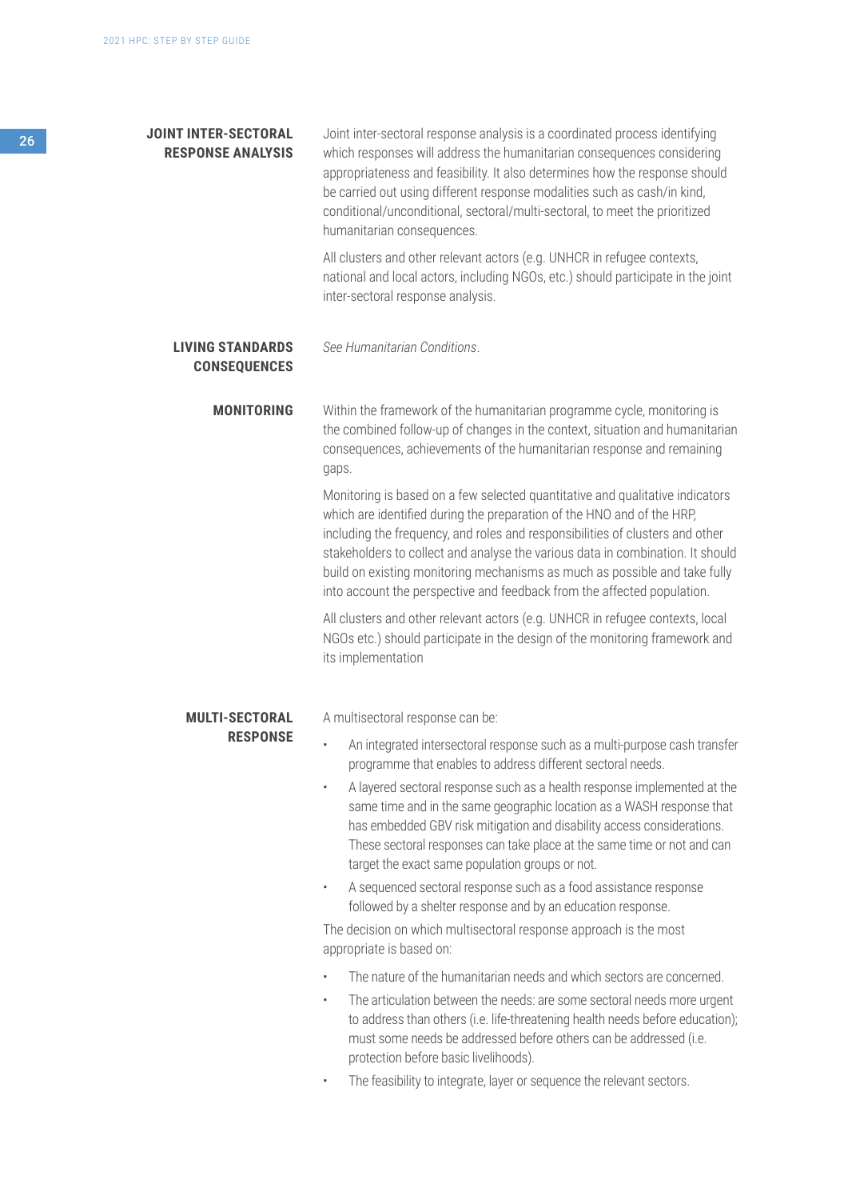**JOINT INTER-SECTORAL RESPONSE ANALYSIS**

Joint inter-sectoral response analysis is a coordinated process identifying which responses will address the humanitarian consequences considering appropriateness and feasibility. It also determines how the response should be carried out using different response modalities such as cash/in kind, conditional/unconditional, sectoral/multi-sectoral, to meet the prioritized humanitarian consequences.

All clusters and other relevant actors (e.g. UNHCR in refugee contexts, national and local actors, including NGOs, etc.) should participate in the joint inter-sectoral response analysis.

**LIVING STANDARDS CONSEQUENCES**

*See Humanitarian Conditions*.

**MONITORING**

Within the framework of the humanitarian programme cycle, monitoring is the combined follow-up of changes in the context, situation and humanitarian consequences, achievements of the humanitarian response and remaining gaps.

Monitoring is based on a few selected quantitative and qualitative indicators which are identified during the preparation of the HNO and of the HRP, including the frequency, and roles and responsibilities of clusters and other stakeholders to collect and analyse the various data in combination. It should build on existing monitoring mechanisms as much as possible and take fully into account the perspective and feedback from the affected population.

All clusters and other relevant actors (e.g. UNHCR in refugee contexts, local NGOs etc.) should participate in the design of the monitoring framework and its implementation

**MULTI-SECTORAL RESPONSE**

A multisectoral response can be:

- An integrated intersectoral response such as a multi-purpose cash transfer programme that enables to address different sectoral needs.
- A layered sectoral response such as a health response implemented at the same time and in the same geographic location as a WASH response that has embedded GBV risk mitigation and disability access considerations. These sectoral responses can take place at the same time or not and can target the exact same population groups or not.
- A sequenced sectoral response such as a food assistance response followed by a shelter response and by an education response.

The decision on which multisectoral response approach is the most appropriate is based on:

- The nature of the humanitarian needs and which sectors are concerned.
- The articulation between the needs: are some sectoral needs more urgent to address than others (i.e. life-threatening health needs before education); must some needs be addressed before others can be addressed (i.e. protection before basic livelihoods).
- The feasibility to integrate, layer or sequence the relevant sectors.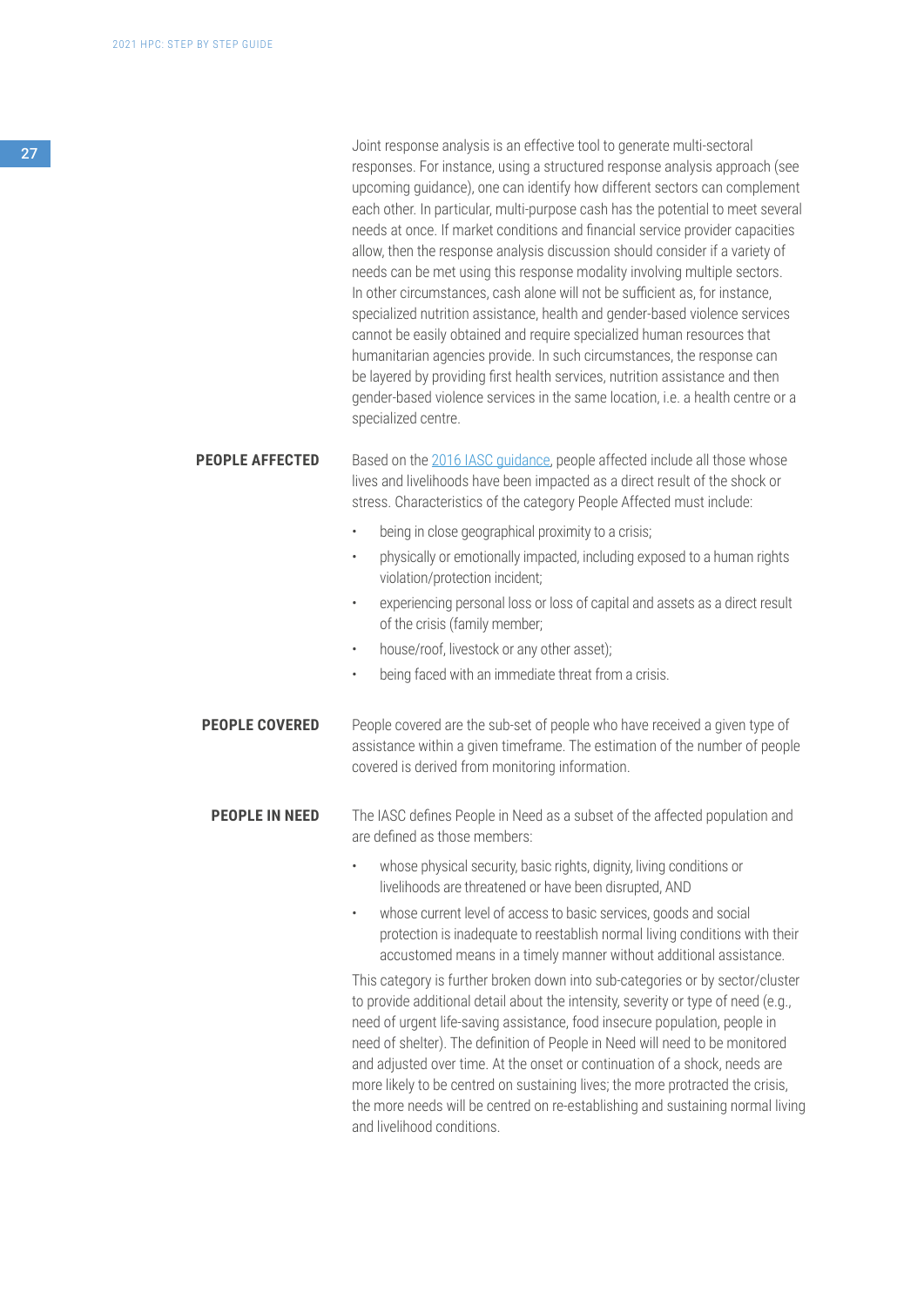Joint response analysis is an effective tool to generate multi-sectoral responses. For instance, using a structured response analysis approach (see upcoming guidance), one can identify how different sectors can complement each other. In particular, multi-purpose cash has the potential to meet several needs at once. If market conditions and financial service provider capacities allow, then the response analysis discussion should consider if a variety of needs can be met using this response modality involving multiple sectors. In other circumstances, cash alone will not be sufficient as, for instance, specialized nutrition assistance, health and gender-based violence services cannot be easily obtained and require specialized human resources that humanitarian agencies provide. In such circumstances, the response can be layered by providing first health services, nutrition assistance and then gender-based violence services in the same location, i.e. a health centre or a specialized centre.

**PEOPLE AFFECTED**

Based on the [2016 IASC guidance](), people affected include all those whose lives and livelihoods have been impacted as a direct result of the shock or stress. Characteristics of the category People Affected must include:

- being in close geographical proximity to a crisis;
- physically or emotionally impacted, including exposed to a human rights violation/protection incident;
- experiencing personal loss or loss of capital and assets as a direct result of the crisis (family member;
- house/roof, livestock or any other asset);
- being faced with an immediate threat from a crisis.

**PEOPLE COVERED**

People covered are the sub-set of people who have received a given type of assistance within a given timeframe. The estimation of the number of people covered is derived from monitoring information.

**PEOPLE IN NEED**

The IASC defines People in Need as a subset of the affected population and are defined as those members:

- whose physical security, basic rights, dignity, living conditions or livelihoods are threatened or have been disrupted, AND
- whose current level of access to basic services, goods and social protection is inadequate to reestablish normal living conditions with their accustomed means in a timely manner without additional assistance.

This category is further broken down into sub-categories or by sector/cluster to provide additional detail about the intensity, severity or type of need (e.g., need of urgent life-saving assistance, food insecure population, people in need of shelter). The definition of People in Need will need to be monitored and adjusted over time. At the onset or continuation of a shock, needs are more likely to be centred on sustaining lives; the more protracted the crisis, the more needs will be centred on re-establishing and sustaining normal living and livelihood conditions.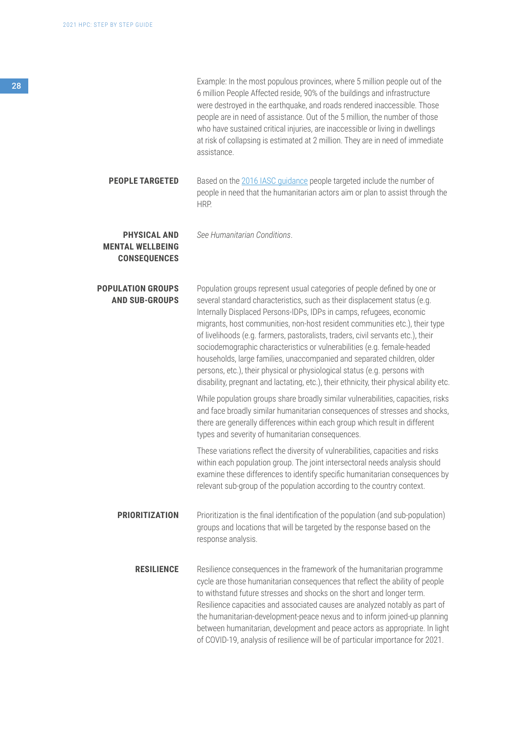Example: In the most populous provinces, where 5 million people out of the 6 million People Affected reside, 90% of the buildings and infrastructure were destroyed in the earthquake, and roads rendered inaccessible. Those people are in need of assistance. Out of the 5 million, the number of those who have sustained critical injuries, are inaccessible or living in dwellings at risk of collapsing is estimated at 2 million. They are in need of immediate assistance.

**PEOPLE TARGETED**

Based on the 2016 IASC guidance people targeted include the number of people in need that the humanitarian actors aim or plan to assist through the HRP.

**PHYSICAL AND MENTAL WELLBEING CONSEQUENCES**

*See Humanitarian Conditions*.

**POPULATION GROUPS AND SUB-GROUPS**

Population groups represent usual categories of people defined by one or several standard characteristics, such as their displacement status (e.g. Internally Displaced Persons-IDPs, IDPs in camps, refugees, economic migrants, host communities, non-host resident communities etc.), their type of livelihoods (e.g. farmers, pastoralists, traders, civil servants etc.), their sociodemographic characteristics or vulnerabilities (e.g. female-headed households, large families, unaccompanied and separated children, older persons, etc.), their physical or physiological status (e.g. persons with disability, pregnant and lactating, etc.), their ethnicity, their physical ability etc.

While population groups share broadly similar vulnerabilities, capacities, risks and face broadly similar humanitarian consequences of stresses and shocks, there are generally differences within each group which result in different types and severity of humanitarian consequences.

These variations reflect the diversity of vulnerabilities, capacities and risks within each population group. The joint intersectoral needs analysis should examine these differences to identify specific humanitarian consequences by relevant sub-group of the population according to the country context.

**PRIORITIZATION**

Prioritization is the final identification of the population (and sub-population) groups and locations that will be targeted by the response based on the response analysis.

**RESILIENCE**

Resilience consequences in the framework of the humanitarian programme cycle are those humanitarian consequences that reflect the ability of people to withstand future stresses and shocks on the short and longer term. Resilience capacities and associated causes are analyzed notably as part of the humanitarian-development-peace nexus and to inform joined-up planning between humanitarian, development and peace actors as appropriate. In light of COVID-19, analysis of resilience will be of particular importance for 2021.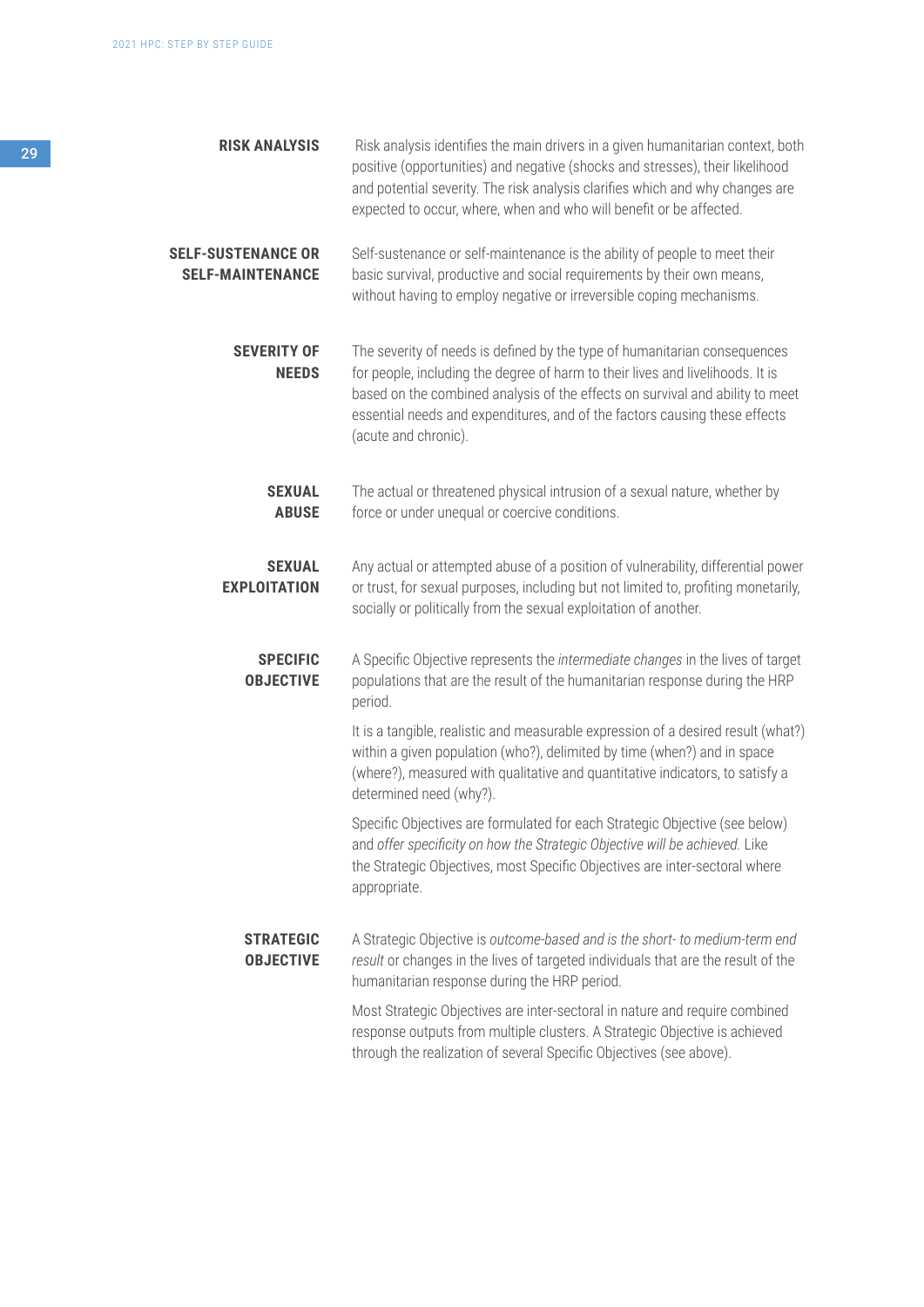**RISK ANALYSIS**

Risk analysis identifies the main drivers in a given humanitarian context, both positive (opportunities) and negative (shocks and stresses), their likelihood and potential severity. The risk analysis clarifies which and why changes are expected to occur, where, when and who will benefit or be affected.

**SELF-SUSTENANCE OR SELF-MAINTENANCE**

Self-sustenance or self-maintenance is the ability of people to meet their basic survival, productive and social requirements by their own means, without having to employ negative or irreversible coping mechanisms.

**SEVERITY OF NEEDS**

The severity of needs is defined by the type of humanitarian consequences for people, including the degree of harm to their lives and livelihoods. It is based on the combined analysis of the effects on survival and ability to meet essential needs and expenditures, and of the factors causing these effects (acute and chronic).

**SEXUAL ABUSE**

The actual or threatened physical intrusion of a sexual nature, whether by force or under unequal or coercive conditions.

**SEXUAL EXPLOITATION**

Any actual or attempted abuse of a position of vulnerability, differential power or trust, for sexual purposes, including but not limited to, profiting monetarily, socially or politically from the sexual exploitation of another.

**SPECIFIC OBJECTIVE**

A Specific Objective represents the *intermediate changes* in the lives of target populations that are the result of the humanitarian response during the HRP period.

It is a tangible, realistic and measurable expression of a desired result (what?) within a given population (who?), delimited by time (when?) and in space (where?), measured with qualitative and quantitative indicators, to satisfy a determined need (why?).

Specific Objectives are formulated for each Strategic Objective (see below) and *offer specificity on how the Strategic Objective will be achieved.* Like the Strategic Objectives, most Specific Objectives are inter-sectoral where appropriate.

**STRATEGIC OBJECTIVE**

A Strategic Objective is *outcome-based and is the short- to medium-term end result* or changes in the lives of targeted individuals that are the result of the humanitarian response during the HRP period.

Most Strategic Objectives are inter-sectoral in nature and require combined response outputs from multiple clusters. A Strategic Objective is achieved through the realization of several Specific Objectives (see above).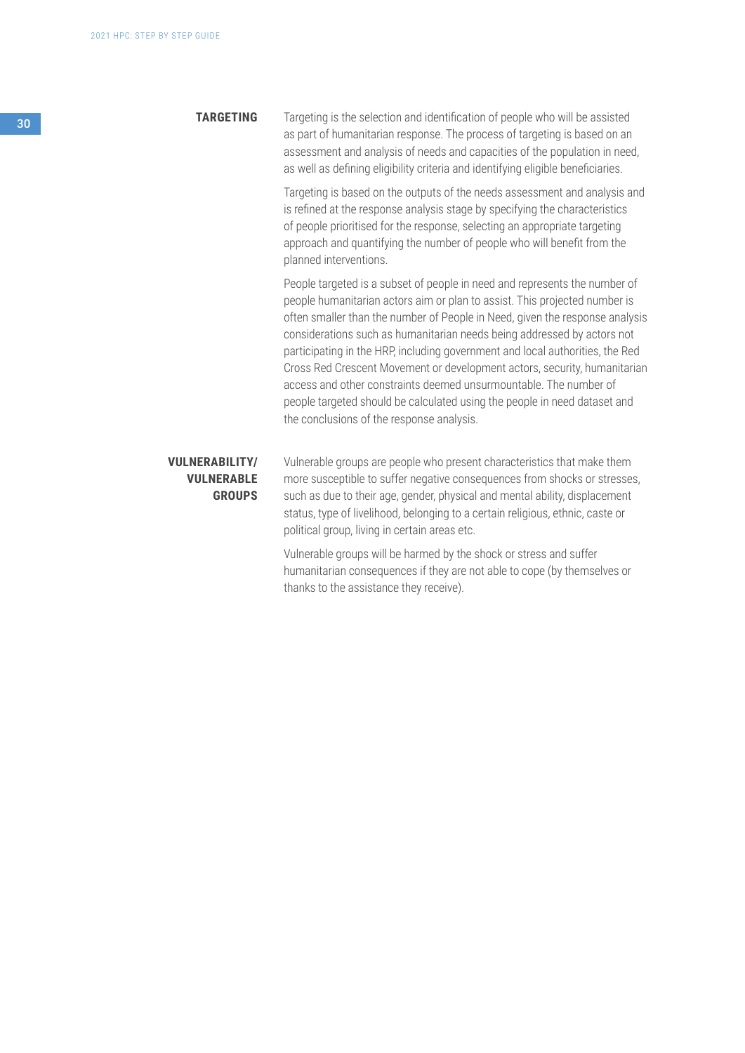**TARGETING**

Targeting is the selection and identification of people who will be assisted as part of humanitarian response. The process of targeting is based on an assessment and analysis of needs and capacities of the population in need, as well as defining eligibility criteria and identifying eligible beneficiaries.

Targeting is based on the outputs of the needs assessment and analysis and is refined at the response analysis stage by specifying the characteristics of people prioritised for the response, selecting an appropriate targeting approach and quantifying the number of people who will benefit from the planned interventions.

People targeted is a subset of people in need and represents the number of people humanitarian actors aim or plan to assist. This projected number is often smaller than the number of People in Need, given the response analysis considerations such as humanitarian needs being addressed by actors not participating in the HRP, including government and local authorities, the Red Cross Red Crescent Movement or development actors, security, humanitarian access and other constraints deemed unsurmountable. The number of people targeted should be calculated using the people in need dataset and the conclusions of the response analysis.

**VULNERABILITY/ VULNERABLE GROUPS**

Vulnerable groups are people who present characteristics that make them more susceptible to suffer negative consequences from shocks or stresses, such as due to their age, gender, physical and mental ability, displacement status, type of livelihood, belonging to a certain religious, ethnic, caste or political group, living in certain areas etc.

Vulnerable groups will be harmed by the shock or stress and suffer humanitarian consequences if they are not able to cope (by themselves or thanks to the assistance they receive).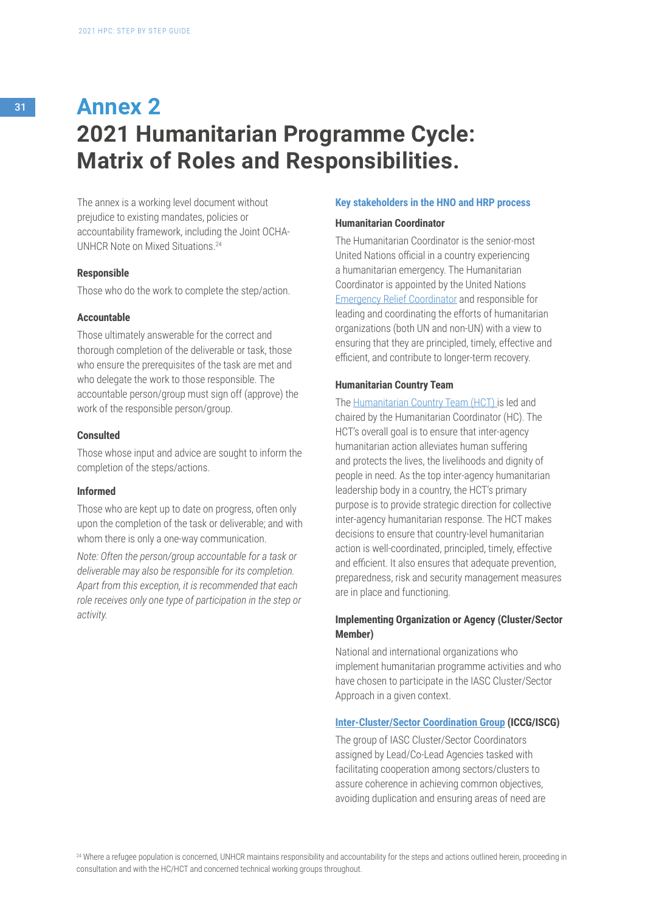# Annex 2

# 2021 Humanitarian Programme Cycle: Matrix of Roles and Responsibilities.

The annex is a working level document without prejudice to existing mandates, policies or accountability framework, including the Joint OCHA-UNHCR Note on Mixed Situations.[24]

### Responsible

Those who do the work to complete the step/action.

### Accountable

Those ultimately answerable for the correct and thorough completion of the deliverable or task, those who ensure the prerequisites of the task are met and who delegate the work to those responsible. The accountable person/group must sign off (approve) the work of the responsible person/group.

### Consulted

Those whose input and advice are sought to inform the completion of the steps/actions.

### Informed

Those who are kept up to date on progress, often only upon the completion of the task or deliverable; and with whom there is only a one-way communication.

*Note: Often the person/group accountable for a task or deliverable may also be responsible for its completion. Apart from this exception, it is recommended that each role receives only one type of participation in the step or activity.*

## Key stakeholders in the HNO and HRP process

### Humanitarian Coordinator

The Humanitarian Coordinator is the senior-most United Nations official in a country experiencing a humanitarian emergency. The Humanitarian Coordinator is appointed by the United Nations Emergency Relief Coordinator and responsible for leading and coordinating the efforts of humanitarian organizations (both UN and non-UN) with a view to ensuring that they are principled, timely, effective and efficient, and contribute to longer-term recovery.

### Humanitarian Country Team

The Humanitarian Country Team (HCT) is led and chaired by the Humanitarian Coordinator (HC). The HCT's overall goal is to ensure that inter-agency humanitarian action alleviates human suffering and protects the lives, the livelihoods and dignity of people in need. As the top inter-agency humanitarian leadership body in a country, the HCT's primary purpose is to provide strategic direction for collective inter-agency humanitarian response. The HCT makes decisions to ensure that country-level humanitarian action is well-coordinated, principled, timely, effective and efficient. It also ensures that adequate prevention, preparedness, risk and security management measures are in place and functioning.

### Implementing Organization or Agency (Cluster/Sector Member)

National and international organizations who implement humanitarian programme activities and who have chosen to participate in the IASC Cluster/Sector Approach in a given context.

### Inter-Cluster/Sector Coordination Group (ICCG/ISCG)

The group of IASC Cluster/Sector Coordinators assigned by Lead/Co-Lead Agencies tasked with facilitating cooperation among sectors/clusters to assure coherence in achieving common objectives, avoiding duplication and ensuring areas of need are

[24] Where a refugee population is concerned, UNHCR maintains responsibility and accountability for the steps and actions outlined herein, proceeding in consultation and with the HC/HCT and concerned technical working groups throughout.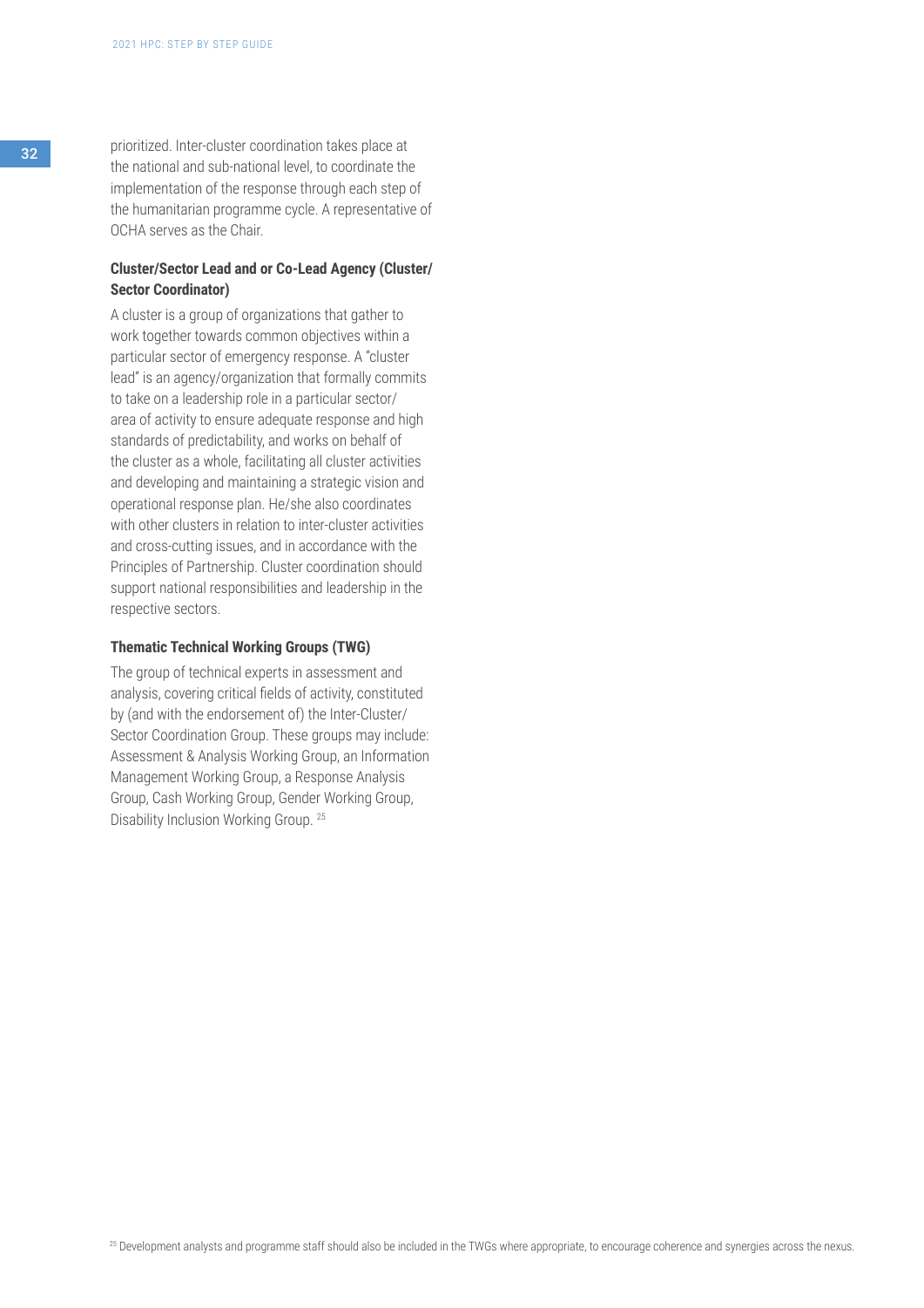prioritized. Inter-cluster coordination takes place at the national and sub-national level, to coordinate the implementation of the response through each step of the humanitarian programme cycle. A representative of OCHA serves as the Chair.

**Cluster/Sector Lead and or Co-Lead Agency (Cluster/Sector Coordinator)**

A cluster is a group of organizations that gather to work together towards common objectives within a particular sector of emergency response. A "cluster lead" is an agency/organization that formally commits to take on a leadership role in a particular sector/area of activity to ensure adequate response and high standards of predictability, and works on behalf of the cluster as a whole, facilitating all cluster activities and developing and maintaining a strategic vision and operational response plan. He/she also coordinates with other clusters in relation to inter-cluster activities and cross-cutting issues, and in accordance with the Principles of Partnership. Cluster coordination should support national responsibilities and leadership in the respective sectors.

**Thematic Technical Working Groups (TWG)**

The group of technical experts in assessment and analysis, covering critical fields of activity, constituted by (and with the endorsement of) the Inter-Cluster/Sector Coordination Group. These groups may include: Assessment & Analysis Working Group, an Information Management Working Group, a Response Analysis Group, Cash Working Group, Gender Working Group, Disability Inclusion Working Group. [25]

[25] Development analysts and programme staff should also be included in the TWGs where appropriate, to encourage coherence and synergies across the nexus.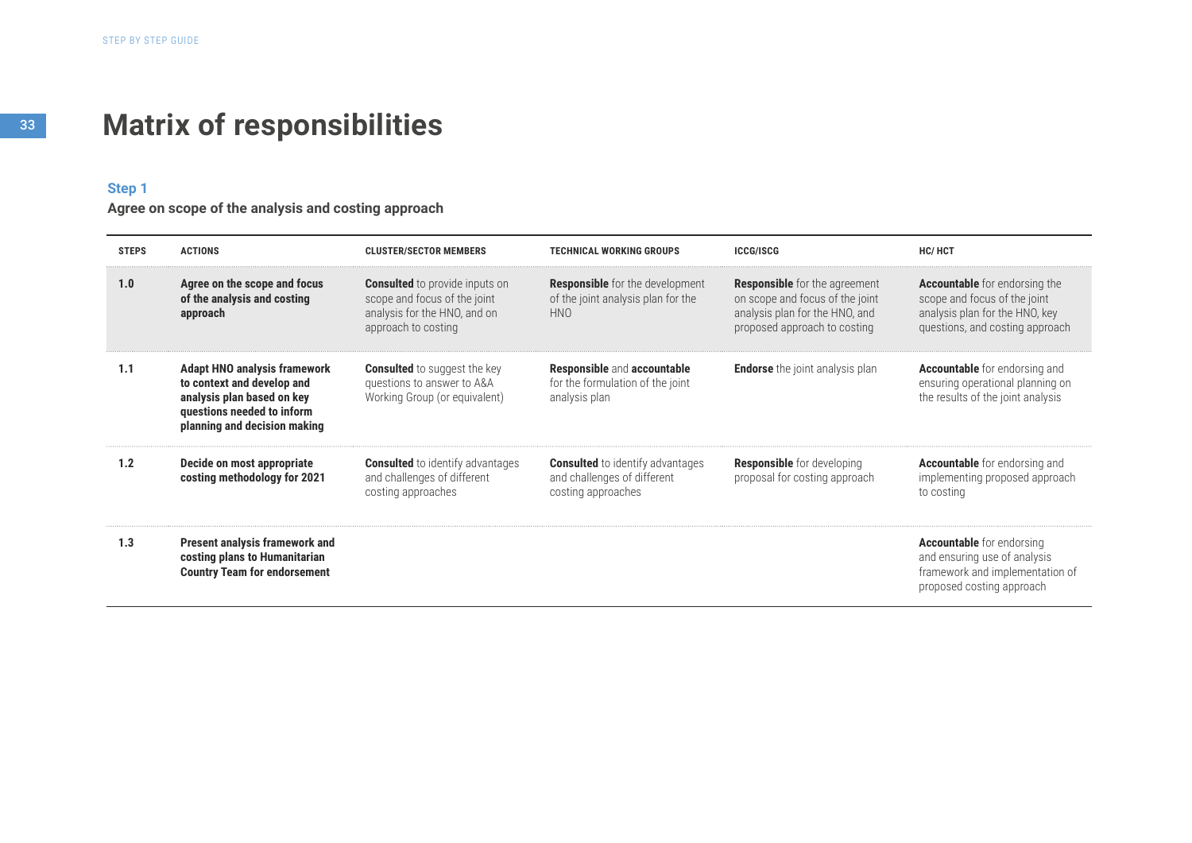# Matrix of responsibilities

### Step 1

**Agree on scope of the analysis and costing approach**

| STEPS | ACTIONS | CLUSTER/SECTOR MEMBERS | TECHNICAL WORKING GROUPS | ICCG/ISCG | HC/ HCT |
|---|---|---|---|---|---|
| **1.0** | **Agree on the scope and focus of the analysis and costing approach** | **Consulted** to provide inputs on scope and focus of the joint analysis for the HNO, and on approach to costing | **Responsible** for the development of the joint analysis plan for the HNO | **Responsible** for the agreement on scope and focus of the joint analysis plan for the HNO, and proposed approach to costing | **Accountable** for endorsing the scope and focus of the joint analysis plan for the HNO, key questions, and costing approach |
| **1.1** | **Adapt HNO analysis framework to context and develop and analysis plan based on key questions needed to inform planning and decision making** | **Consulted** to suggest the key questions to answer to A&A Working Group (or equivalent) | **Responsible** and **accountable** for the formulation of the joint analysis plan | **Endorse** the joint analysis plan | **Accountable** for endorsing and ensuring operational planning on the results of the joint analysis |
| **1.2** | **Decide on most appropriate costing methodology for 2021** | **Consulted** to identify advantages and challenges of different costing approaches | **Consulted** to identify advantages and challenges of different costing approaches | **Responsible** for developing proposal for costing approach | **Accountable** for endorsing and implementing proposed approach to costing |
| **1.3** | **Present analysis framework and costing plans to Humanitarian Country Team for endorsement** | | | | **Accountable** for endorsing and ensuring use of analysis framework and implementation of proposed costing approach |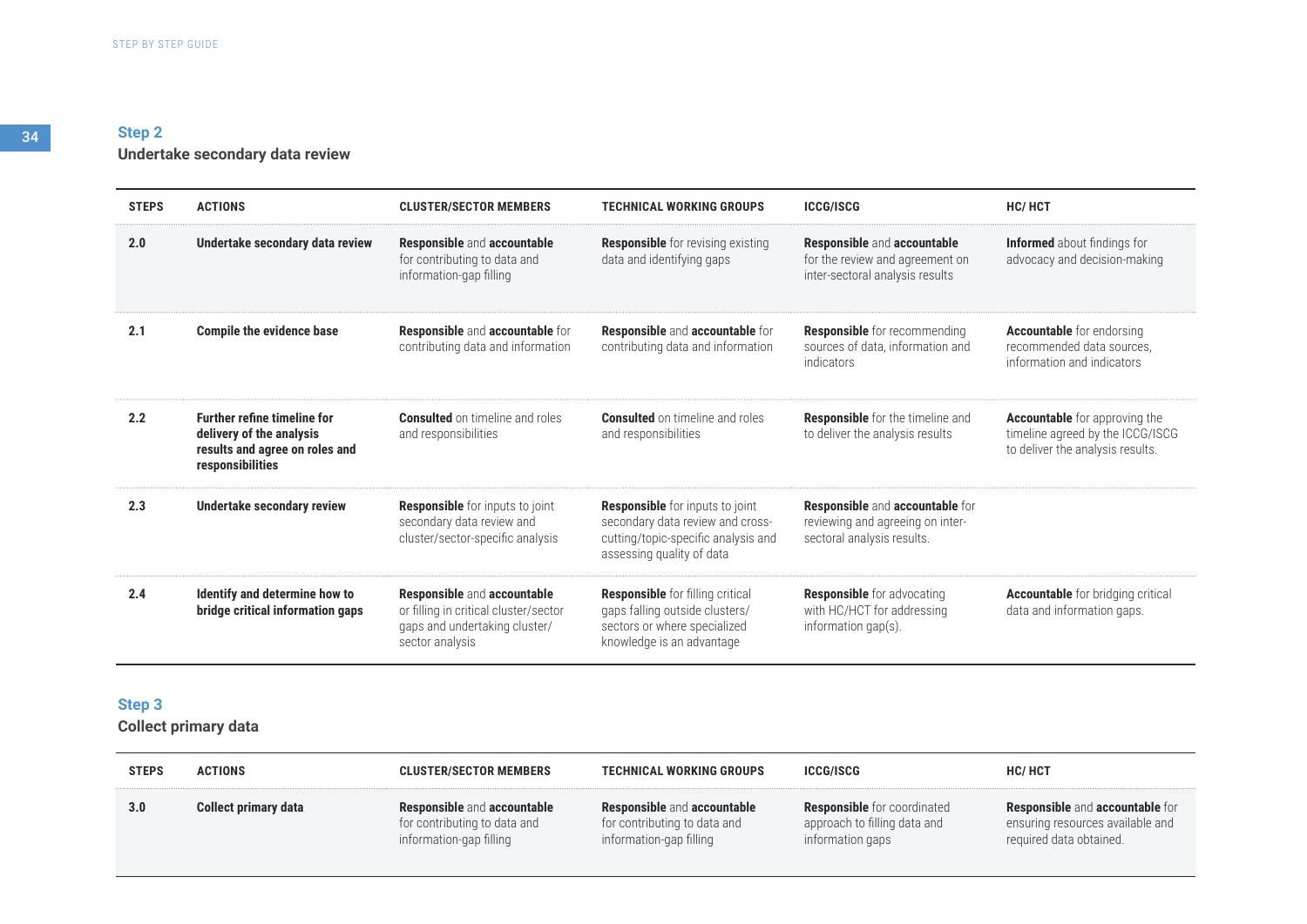## Step 2

**Undertake secondary data review**

| STEPS | ACTIONS | CLUSTER/SECTOR MEMBERS | TECHNICAL WORKING GROUPS | ICCG/ISCG | HC/ HCT |
|---|---|---|---|---|---|
| 2.0 | **Undertake secondary data review** | **Responsible** and **accountable** for contributing to data and information-gap filling | **Responsible** for revising existing data and identifying gaps | **Responsible** and **accountable** for the review and agreement on inter-sectoral analysis results | **Informed** about findings for advocacy and decision-making |
| 2.1 | **Compile the evidence base** | **Responsible** and **accountable** for contributing data and information | **Responsible** and **accountable** for contributing data and information | **Responsible** for recommending sources of data, information and indicators | **Accountable** for endorsing recommended data sources, information and indicators |
| 2.2 | **Further refine timeline for delivery of the analysis results and agree on roles and responsibilities** | **Consulted** on timeline and roles and responsibilities | **Consulted** on timeline and roles and responsibilities | **Responsible** for the timeline and to deliver the analysis results | **Accountable** for approving the timeline agreed by the ICCG/ISCG to deliver the analysis results. |
| 2.3 | **Undertake secondary review** | **Responsible** for inputs to joint secondary data review and cluster/sector-specific analysis | **Responsible** for inputs to joint secondary data review and cross-cutting/topic-specific analysis and assessing quality of data | **Responsible** and **accountable** for reviewing and agreeing on inter-sectoral analysis results. | |
| 2.4 | **Identify and determine how to bridge critical information gaps** | **Responsible** and **accountable** or filling in critical cluster/sector gaps and undertaking cluster/sector analysis | **Responsible** for filling critical gaps falling outside clusters/sectors or where specialized knowledge is an advantage | **Responsible** for advocating with HC/HCT for addressing information gap(s). | **Accountable** for bridging critical data and information gaps. |

## Step 3

**Collect primary data**

| STEPS | ACTIONS | CLUSTER/SECTOR MEMBERS | TECHNICAL WORKING GROUPS | ICCG/ISCG | HC/ HCT |
|---|---|---|---|---|---|
| 3.0 | **Collect primary data** | **Responsible** and **accountable** for contributing to data and information-gap filling | **Responsible** and **accountable** for contributing to data and information-gap filling | **Responsible** for coordinated approach to filling data and information gaps | **Responsible** and **accountable** for ensuring resources available and required data obtained. |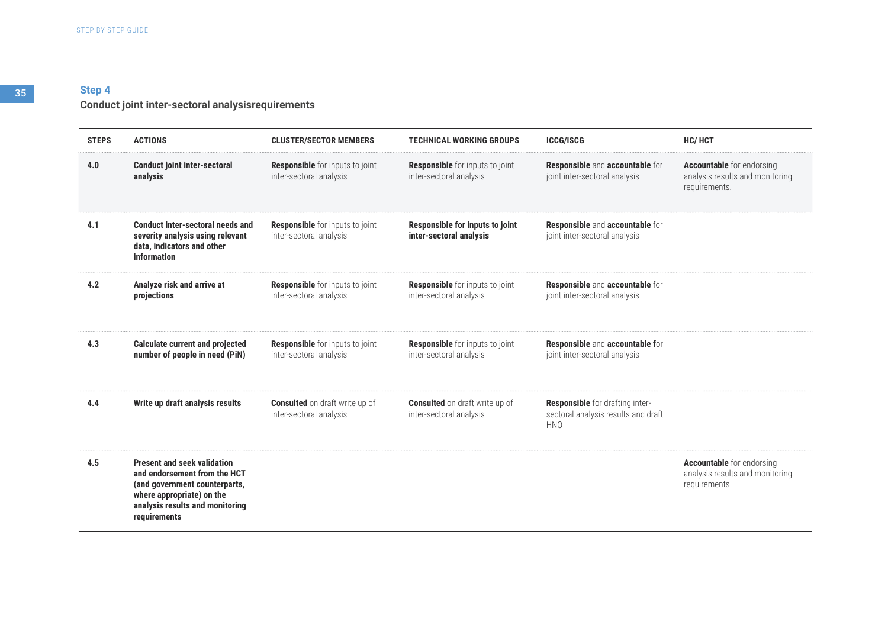## Step 4

### Conduct joint inter-sectoral analysisrequirements

| STEPS | ACTIONS | CLUSTER/SECTOR MEMBERS | TECHNICAL WORKING GROUPS | ICCG/ISCG | HC/ HCT |
|---|---|---|---|---|---|
| 4.0 | **Conduct joint inter-sectoral analysis** | **Responsible** for inputs to joint inter-sectoral analysis | **Responsible** for inputs to joint inter-sectoral analysis | **Responsible** and **accountable** for joint inter-sectoral analysis | **Accountable** for endorsing analysis results and monitoring requirements. |
| 4.1 | **Conduct inter-sectoral needs and severity analysis using relevant data, indicators and other information** | **Responsible** for inputs to joint inter-sectoral analysis | **Responsible for inputs to joint inter-sectoral analysis** | **Responsible** and **accountable** for joint inter-sectoral analysis | |
| 4.2 | **Analyze risk and arrive at projections** | **Responsible** for inputs to joint inter-sectoral analysis | **Responsible** for inputs to joint inter-sectoral analysis | **Responsible** and **accountable** for joint inter-sectoral analysis | |
| 4.3 | **Calculate current and projected number of people in need (PiN)** | **Responsible** for inputs to joint inter-sectoral analysis | **Responsible** for inputs to joint inter-sectoral analysis | **Responsible** and **accountable f**or joint inter-sectoral analysis | |
| 4.4 | **Write up draft analysis results** | **Consulted** on draft write up of inter-sectoral analysis | **Consulted** on draft write up of inter-sectoral analysis | **Responsible** for drafting inter-sectoral analysis results and draft HNO | |
| 4.5 | **Present and seek validation and endorsement from the HCT (and government counterparts, where appropriate) on the analysis results and monitoring requirements** | | | | **Accountable** for endorsing analysis results and monitoring requirements |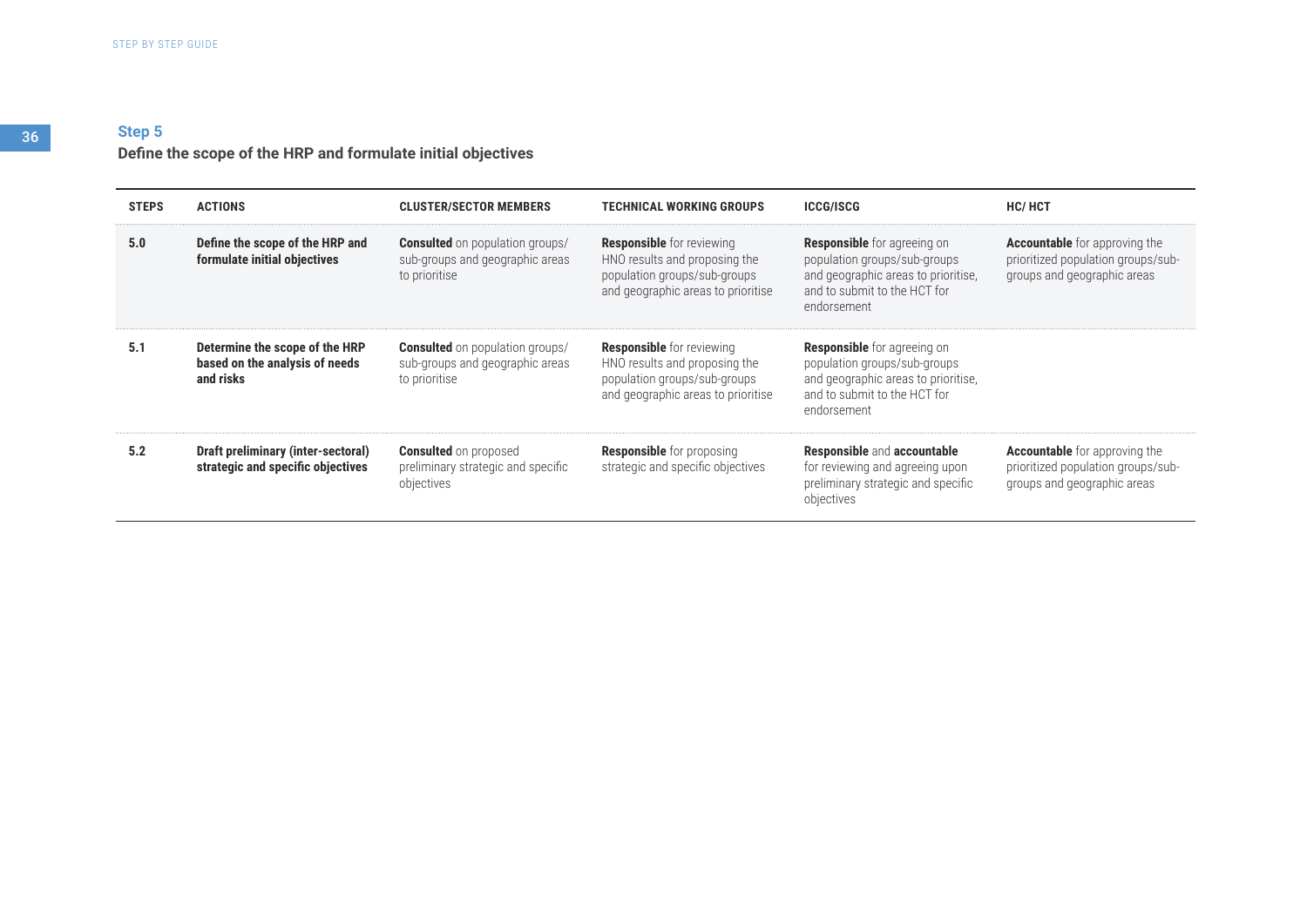## Step 5

### Define the scope of the HRP and formulate initial objectives

| STEPS | ACTIONS | CLUSTER/SECTOR MEMBERS | TECHNICAL WORKING GROUPS | ICCG/ISCG | HC/ HCT |
|---|---|---|---|---|---|
| **5.0** | **Define the scope of the HRP and formulate initial objectives** | **Consulted** on population groups/ sub-groups and geographic areas to prioritise | **Responsible** for reviewing HNO results and proposing the population groups/sub-groups and geographic areas to prioritise | **Responsible** for agreeing on population groups/sub-groups and geographic areas to prioritise, and to submit to the HCT for endorsement | **Accountable** for approving the prioritized population groups/sub-groups and geographic areas |
| **5.1** | **Determine the scope of the HRP based on the analysis of needs and risks** | **Consulted** on population groups/ sub-groups and geographic areas to prioritise | **Responsible** for reviewing HNO results and proposing the population groups/sub-groups and geographic areas to prioritise | **Responsible** for agreeing on population groups/sub-groups and geographic areas to prioritise, and to submit to the HCT for endorsement | |
| **5.2** | **Draft preliminary (inter-sectoral) strategic and specific objectives** | **Consulted** on proposed preliminary strategic and specific objectives | **Responsible** for proposing strategic and specific objectives | **Responsible** and **accountable** for reviewing and agreeing upon preliminary strategic and specific objectives | **Accountable** for approving the prioritized population groups/sub-groups and geographic areas |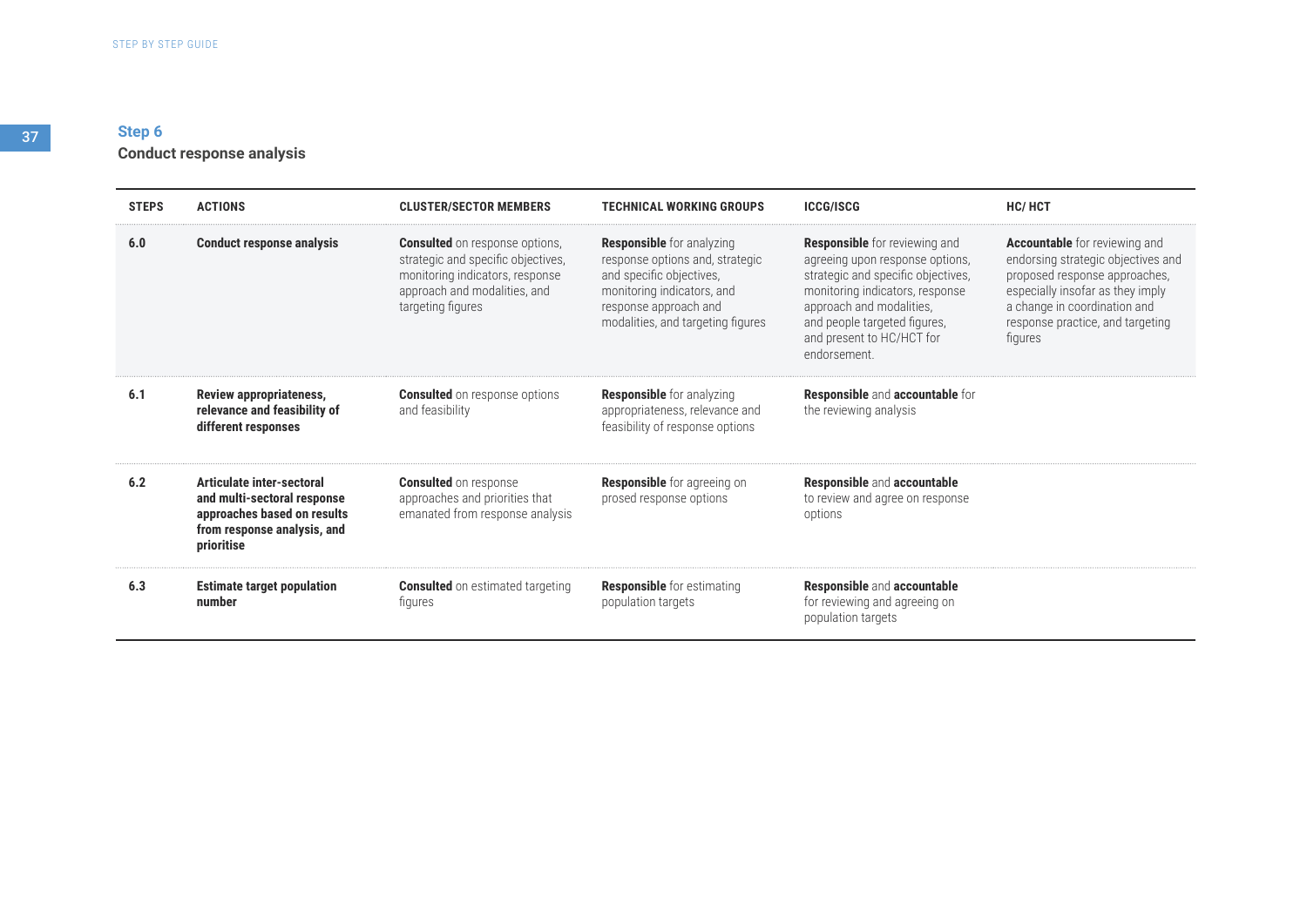## Step 6

### Conduct response analysis

| STEPS | ACTIONS | CLUSTER/SECTOR MEMBERS | TECHNICAL WORKING GROUPS | ICCG/ISCG | HC/ HCT |
|---|---|---|---|---|---|
| 6.0 | **Conduct response analysis** | **Consulted** on response options, strategic and specific objectives, monitoring indicators, response approach and modalities, and targeting figures | **Responsible** for analyzing response options and, strategic and specific objectives, monitoring indicators, and response approach and modalities, and targeting figures | **Responsible** for reviewing and agreeing upon response options, strategic and specific objectives, monitoring indicators, response approach and modalities, and people targeted figures, and present to HC/HCT for endorsement. | **Accountable** for reviewing and endorsing strategic objectives and proposed response approaches, especially insofar as they imply a change in coordination and response practice, and targeting figures |
| 6.1 | **Review appropriateness, relevance and feasibility of different responses** | **Consulted** on response options and feasibility | **Responsible** for analyzing appropriateness, relevance and feasibility of response options | **Responsible** and **accountable** for the reviewing analysis | |
| 6.2 | **Articulate inter-sectoral and multi-sectoral response approaches based on results from response analysis, and prioritise** | **Consulted** on response approaches and priorities that emanated from response analysis | **Responsible** for agreeing on prosed response options | **Responsible** and **accountable** to review and agree on response options | |
| 6.3 | **Estimate target population number** | **Consulted** on estimated targeting figures | **Responsible** for estimating population targets | **Responsible** and **accountable** for reviewing and agreeing on population targets | |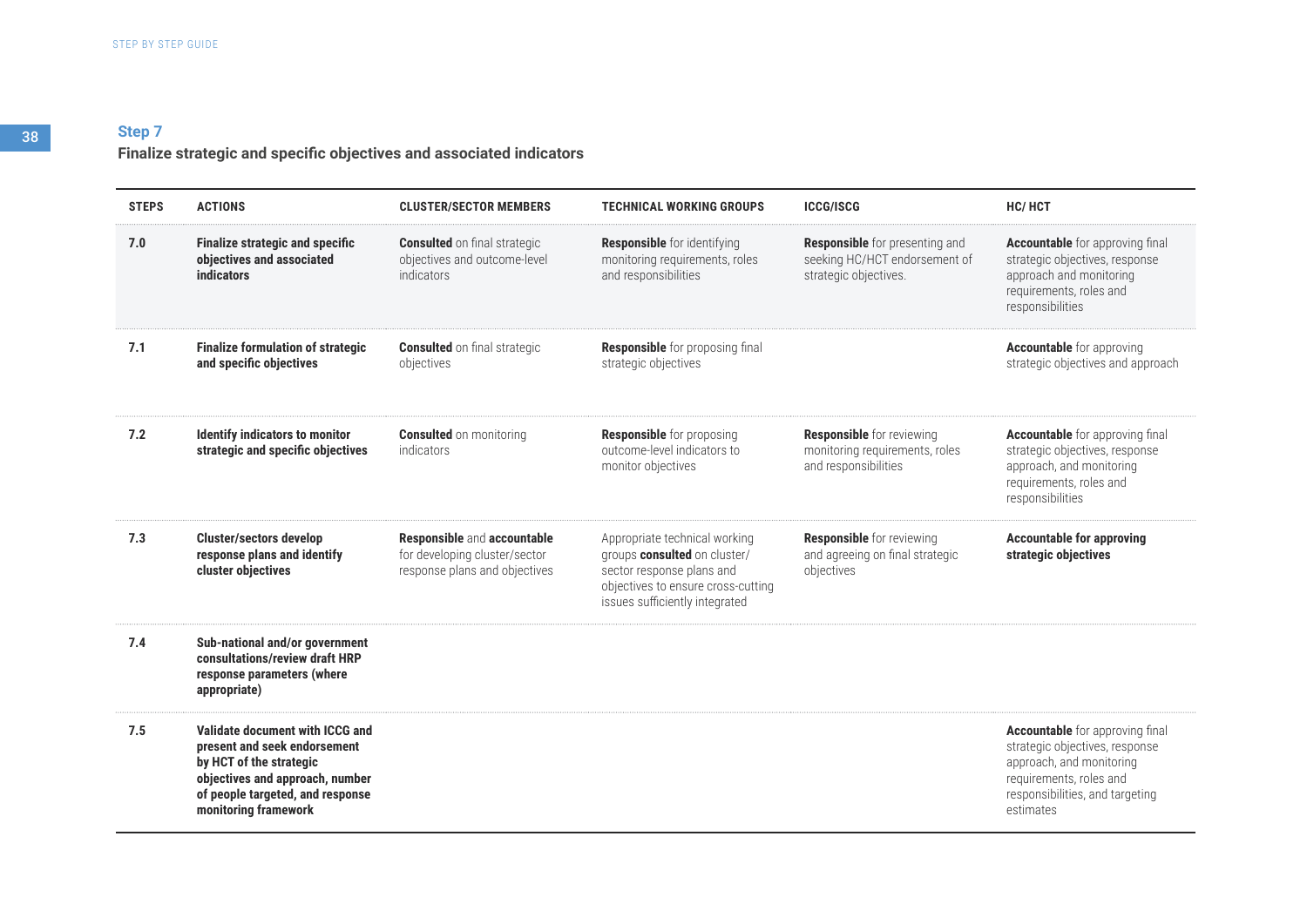## Step 7

### Finalize strategic and specific objectives and associated indicators

| STEPS | ACTIONS | CLUSTER/SECTOR MEMBERS | TECHNICAL WORKING GROUPS | ICCG/ISCG | HC/ HCT |
|---|---|---|---|---|---|
| 7.0 | **Finalize strategic and specific objectives and associated indicators** | **Consulted** on final strategic objectives and outcome-level indicators | **Responsible** for identifying monitoring requirements, roles and responsibilities | **Responsible** for presenting and seeking HC/HCT endorsement of strategic objectives. | **Accountable** for approving final strategic objectives, response approach and monitoring requirements, roles and responsibilities |
| 7.1 | **Finalize formulation of strategic and specific objectives** | **Consulted** on final strategic objectives | **Responsible** for proposing final strategic objectives | | **Accountable** for approving strategic objectives and approach |
| 7.2 | **Identify indicators to monitor strategic and specific objectives** | **Consulted** on monitoring indicators | **Responsible** for proposing outcome-level indicators to monitor objectives | **Responsible** for reviewing monitoring requirements, roles and responsibilities | **Accountable** for approving final strategic objectives, response approach, and monitoring requirements, roles and responsibilities |
| 7.3 | **Cluster/sectors develop response plans and identify cluster objectives** | **Responsible** and **accountable** for developing cluster/sector response plans and objectives | Appropriate technical working groups **consulted** on cluster/sector response plans and objectives to ensure cross-cutting issues sufficiently integrated | **Responsible** for reviewing and agreeing on final strategic objectives | **Accountable for approving strategic objectives** |
| 7.4 | **Sub-national and/or government consultations/review draft HRP response parameters (where appropriate)** | | | | |
| 7.5 | **Validate document with ICCG and present and seek endorsement by HCT of the strategic objectives and approach, number of people targeted, and response monitoring framework** | | | | **Accountable** for approving final strategic objectives, response approach, and monitoring requirements, roles and responsibilities, and targeting estimates |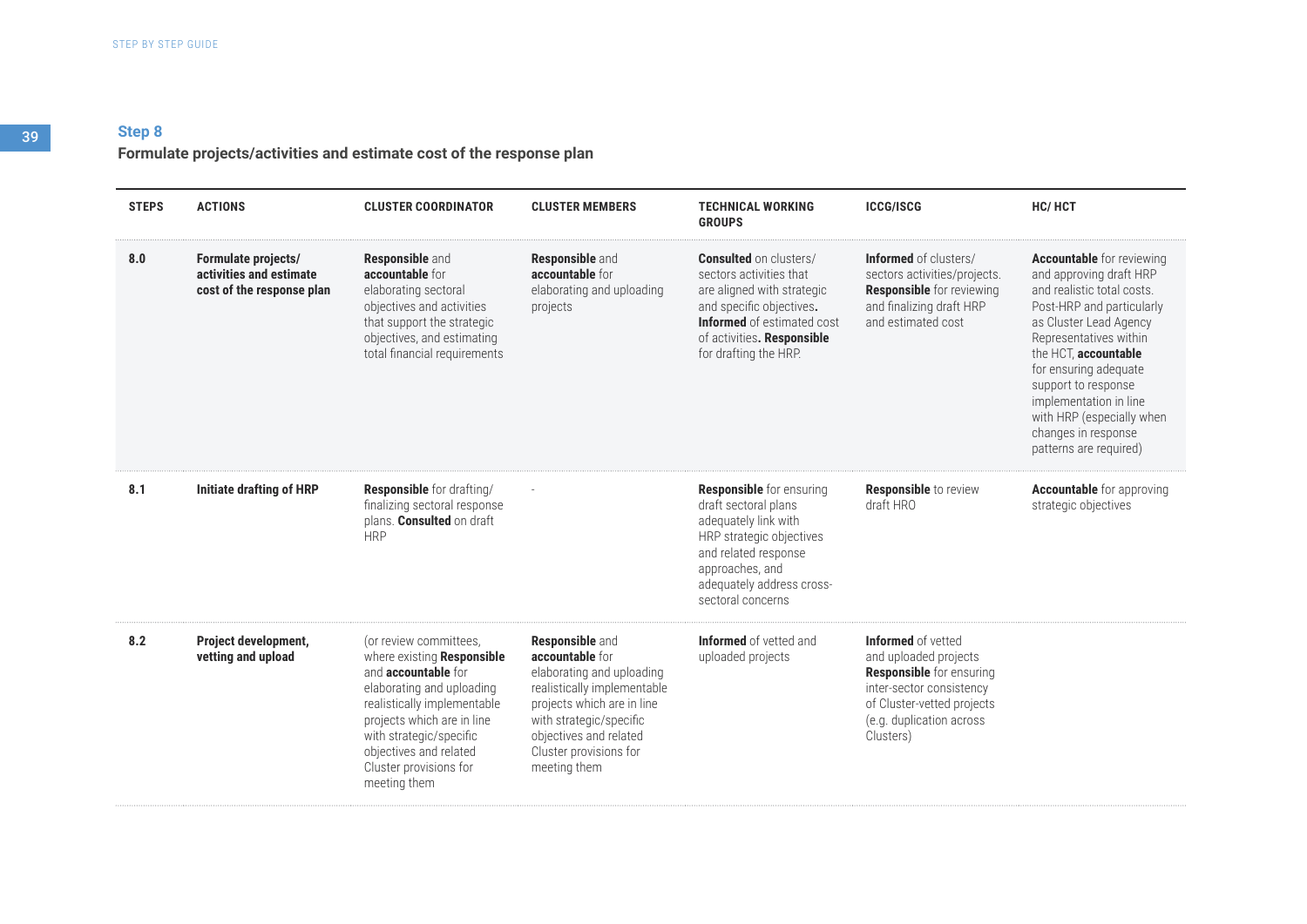## Step 8

### Formulate projects/activities and estimate cost of the response plan

| STEPS | ACTIONS | CLUSTER COORDINATOR | CLUSTER MEMBERS | TECHNICAL WORKING GROUPS | ICCG/ISCG | HC/ HCT |
|---|---|---|---|---|---|---|
| **8.0** | **Formulate projects/ activities and estimate cost of the response plan** | **Responsible** and **accountable** for elaborating sectoral objectives and activities that support the strategic objectives, and estimating total financial requirements | **Responsible** and **accountable** for elaborating and uploading projects | **Consulted** on clusters/ sectors activities that are aligned with strategic and specific objectives**.** **Informed** of estimated cost of activities**. Responsible** for drafting the HRP. | **Informed** of clusters/ sectors activities/projects. **Responsible** for reviewing and finalizing draft HRP and estimated cost | **Accountable** for reviewing and approving draft HRP and realistic total costs. Post-HRP and particularly as Cluster Lead Agency Representatives within the HCT, **accountable** for ensuring adequate support to response implementation in line with HRP (especially when changes in response patterns are required) |
| **8.1** | **Initiate drafting of HRP** | **Responsible** for drafting/ finalizing sectoral response plans. **Consulted** on draft HRP | - | **Responsible** for ensuring draft sectoral plans adequately link with HRP strategic objectives and related response approaches, and adequately address cross-sectoral concerns | **Responsible** to review draft HRO | **Accountable** for approving strategic objectives |
| **8.2** | **Project development, vetting and upload** | (or review committees, where existing **Responsible** and **accountable** for elaborating and uploading realistically implementable projects which are in line with strategic/specific objectives and related Cluster provisions for meeting them | **Responsible** and **accountable** for elaborating and uploading realistically implementable projects which are in line with strategic/specific objectives and related Cluster provisions for meeting them | **Informed** of vetted and uploaded projects | **Informed** of vetted and uploaded projects **Responsible** for ensuring inter-sector consistency of Cluster-vetted projects (e.g. duplication across Clusters) | |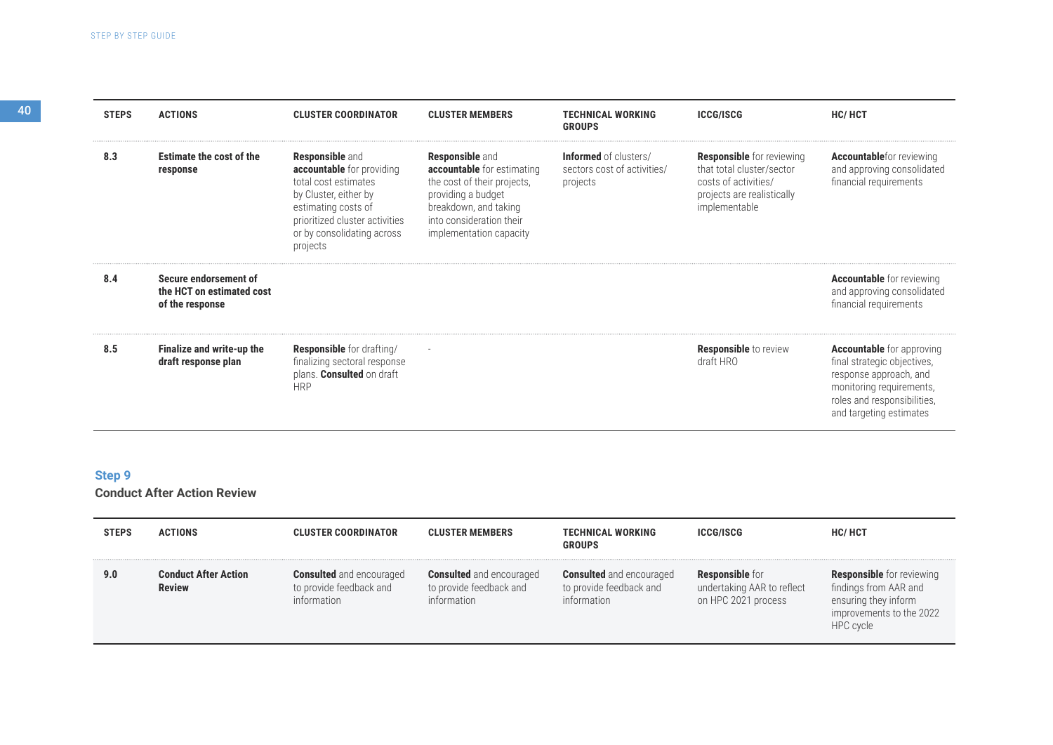| STEPS | ACTIONS | CLUSTER COORDINATOR | CLUSTER MEMBERS | TECHNICAL WORKING GROUPS | ICCG/ISCG | HC/ HCT |
|---|---|---|---|---|---|---|
| 8.3 | **Estimate the cost of the response** | **Responsible** and **accountable** for providing total cost estimates by Cluster, either by estimating costs of prioritized cluster activities or by consolidating across projects | **Responsible** and **accountable** for estimating the cost of their projects, providing a budget breakdown, and taking into consideration their implementation capacity | **Informed** of clusters/ sectors cost of activities/ projects | **Responsible** for reviewing that total cluster/sector costs of activities/ projects are realistically implementable | **Accountable**for reviewing and approving consolidated financial requirements |
| 8.4 | **Secure endorsement of the HCT on estimated cost of the response** | | | | | **Accountable** for reviewing and approving consolidated financial requirements |
| 8.5 | **Finalize and write-up the draft response plan** | **Responsible** for drafting/ finalizing sectoral response plans. **Consulted** on draft HRP | - | | **Responsible** to review draft HRO | **Accountable** for approving final strategic objectives, response approach, and monitoring requirements, roles and responsibilities, and targeting estimates |

## Step 9

### Conduct After Action Review

| STEPS | ACTIONS | CLUSTER COORDINATOR | CLUSTER MEMBERS | TECHNICAL WORKING GROUPS | ICCG/ISCG | HC/ HCT |
|---|---|---|---|---|---|---|
| 9.0 | **Conduct After Action Review** | **Consulted** and encouraged to provide feedback and information | **Consulted** and encouraged to provide feedback and information | **Consulted** and encouraged to provide feedback and information | **Responsible** for undertaking AAR to reflect on HPC 2021 process | **Responsible** for reviewing findings from AAR and ensuring they inform improvements to the 2022 HPC cycle |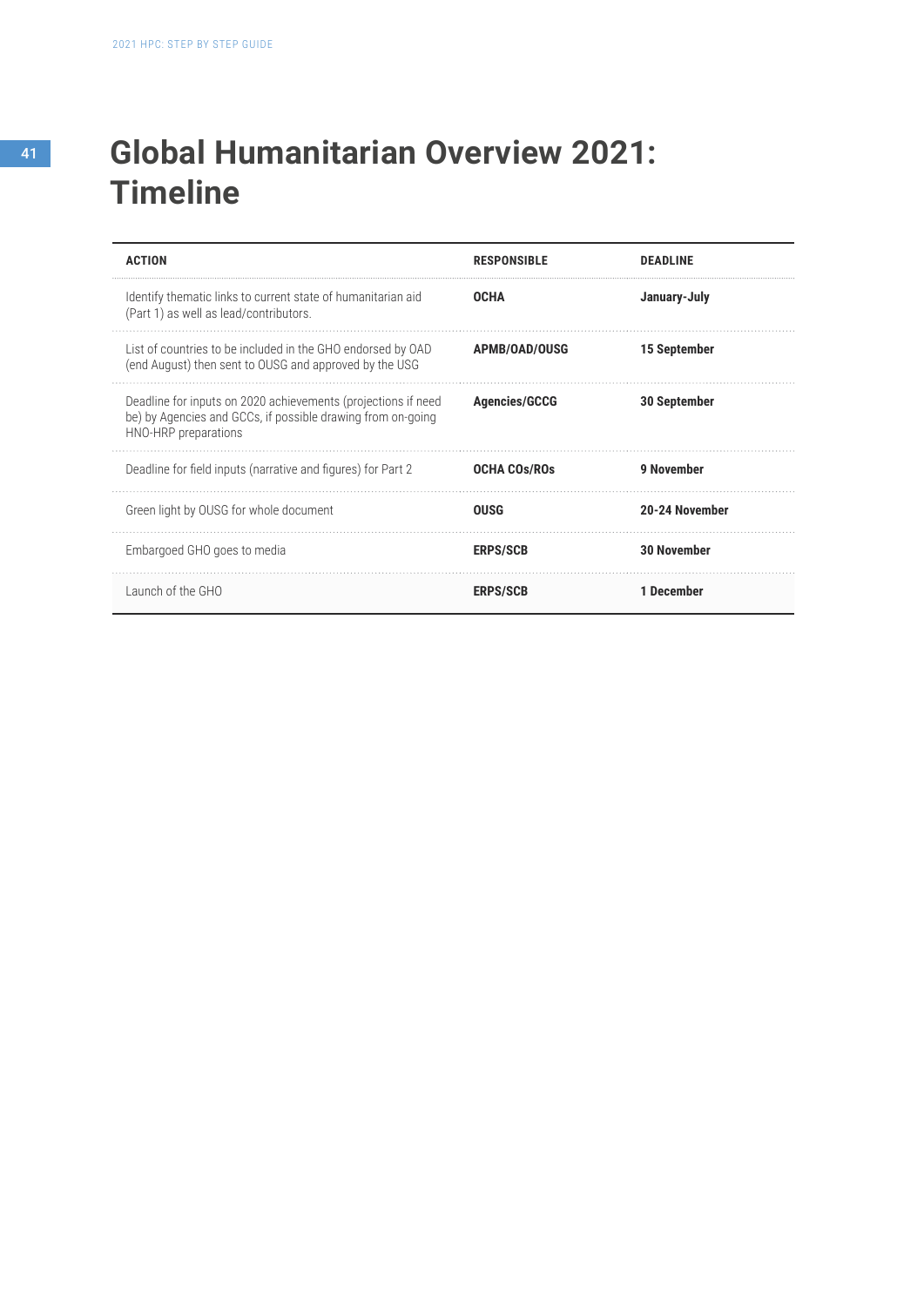# Global Humanitarian Overview 2021: Timeline

| ACTION | RESPONSIBLE | DEADLINE |
| --- | --- | --- |
| Identify thematic links to current state of humanitarian aid (Part 1) as well as lead/contributors. | **OCHA** | **January-July** |
| List of countries to be included in the GHO endorsed by OAD (end August) then sent to OUSG and approved by the USG | **APMB/OAD/OUSG** | **15 September** |
| Deadline for inputs on 2020 achievements (projections if need be) by Agencies and GCCs, if possible drawing from on-going HNO-HRP preparations | **Agencies/GCCG** | **30 September** |
| Deadline for field inputs (narrative and figures) for Part 2 | **OCHA COs/ROs** | **9 November** |
| Green light by OUSG for whole document | **OUSG** | **20-24 November** |
| Embargoed GHO goes to media | **ERPS/SCB** | **30 November** |
| Launch of the GHO | **ERPS/SCB** | **1 December** |